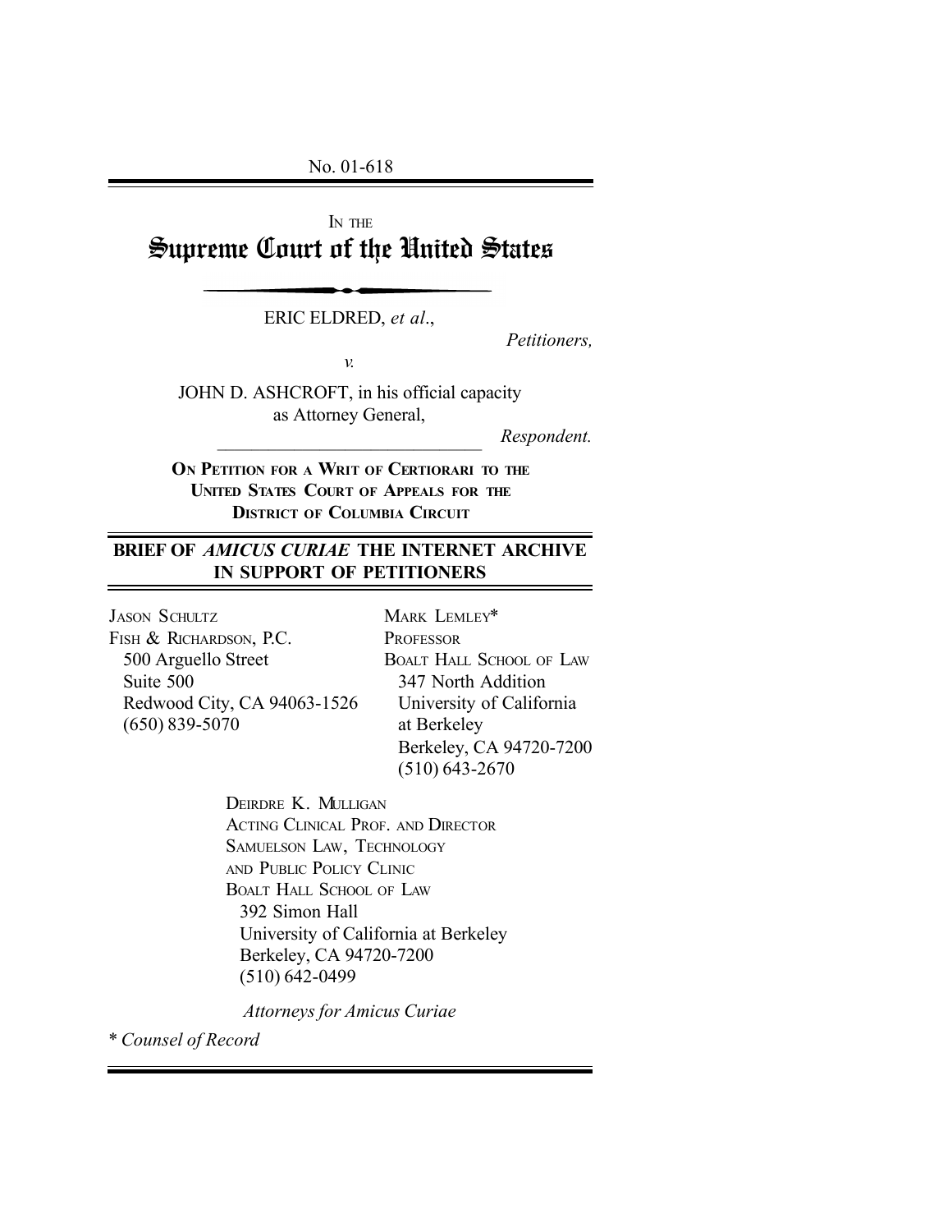No. 01-618

IN THE

# Supreme Court of the United States

ERIC ELDRED, *et al*.,

*Petitioners,*

*v.*

JOHN D. ASHCROFT, in his official capacity as Attorney General,

*Respondent.*

**ON PETITION FOR A WRIT OF CERTIORARI TO THE UNITED STATES COURT OF APPEALS FOR THE DISTRICT OF COLUMBIA CIRCUIT**

## BRIEF OF *AMICUS CURIAE* THE INTERNET ARCHIVE IN SUPPORT OF PETITIONERS

JASON SCHULTZ
FISH & RICHARDSON, P.C.
500 Arguello Street
Suite 500
Redwood City, CA 94063-1526
(650) 839-5070

MARK LEMLEY*
PROFESSOR
BOALT HALL SCHOOL OF LAW
347 North Addition
University of California at Berkeley
Berkeley, CA 94720-7200
(510) 643-2670

DEIRDRE K. MULLIGAN
ACTING CLINICAL PROF. AND DIRECTOR
SAMUELSON LAW, TECHNOLOGY AND PUBLIC POLICY CLINIC
BOALT HALL SCHOOL OF LAW
392 Simon Hall
University of California at Berkeley
Berkeley, CA 94720-7200
(510) 642-0499

*Attorneys for Amicus Curiae*

\* *Counsel of Record*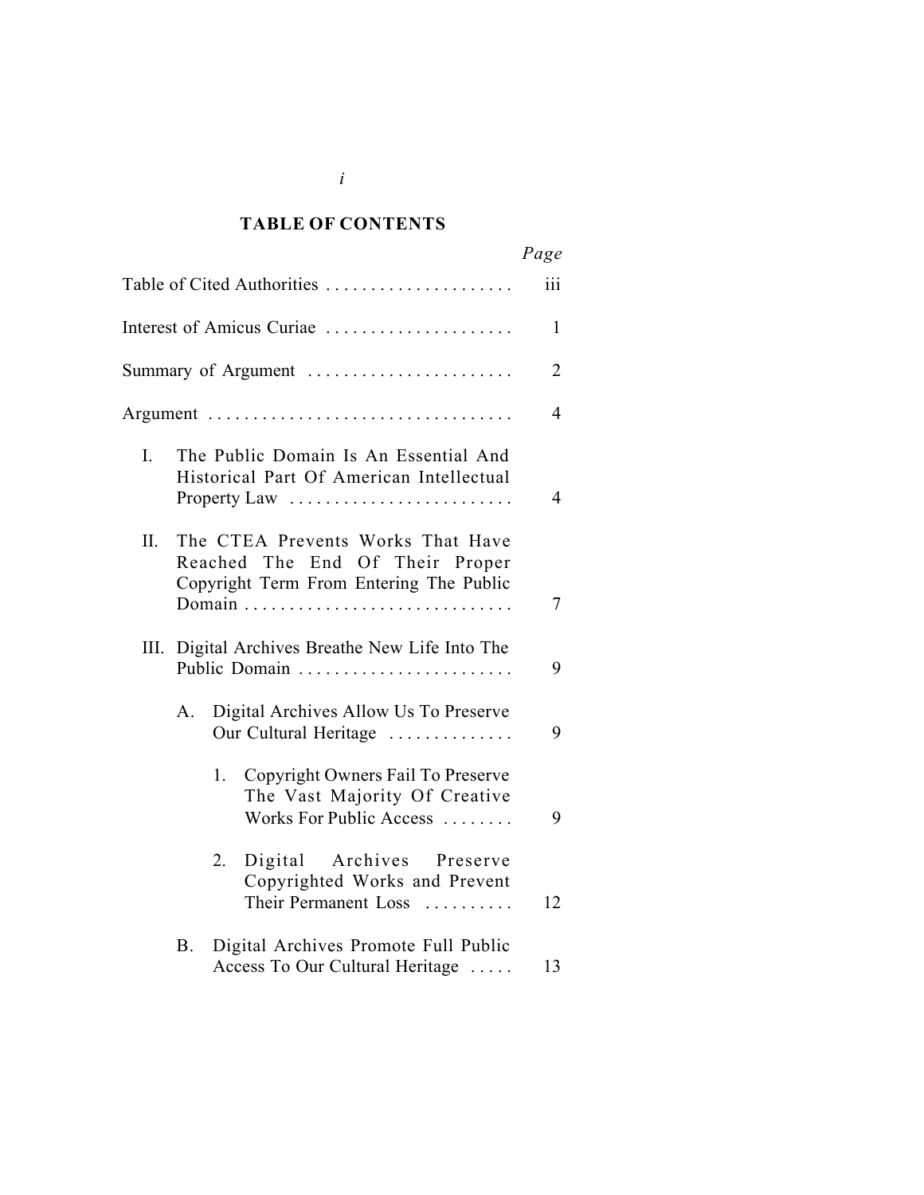## TABLE OF CONTENTS

| | *Page* |
|---|---|
| Table of Cited Authorities | iii |
| Interest of Amicus Curiae | 1 |
| Summary of Argument | 2 |
| Argument | 4 |
| I. The Public Domain Is An Essential And Historical Part Of American Intellectual Property Law | 4 |
| II. The CTEA Prevents Works That Have Reached The End Of Their Proper Copyright Term From Entering The Public Domain | 7 |
| III. Digital Archives Breathe New Life Into The Public Domain | 9 |
| A. Digital Archives Allow Us To Preserve Our Cultural Heritage | 9 |
| 1. Copyright Owners Fail To Preserve The Vast Majority Of Creative Works For Public Access | 9 |
| 2. Digital Archives Preserve Copyrighted Works and Prevent Their Permanent Loss | 12 |
| B. Digital Archives Promote Full Public Access To Our Cultural Heritage | 13 |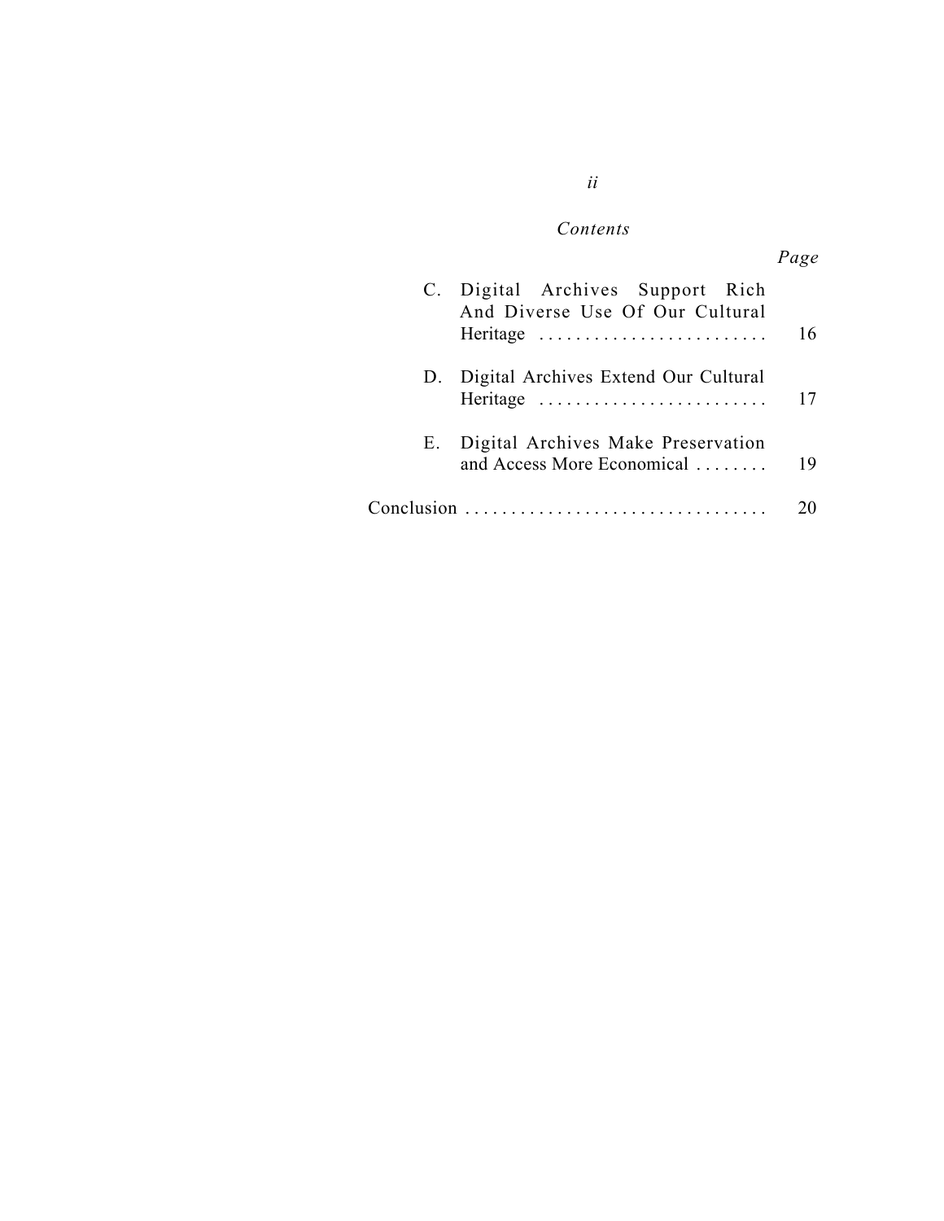*Contents*

| | *Page* |
|---|---|
| C. Digital Archives Support Rich And Diverse Use Of Our Cultural Heritage | 16 |
| D. Digital Archives Extend Our Cultural Heritage | 17 |
| E. Digital Archives Make Preservation and Access More Economical | 19 |
| Conclusion | 20 |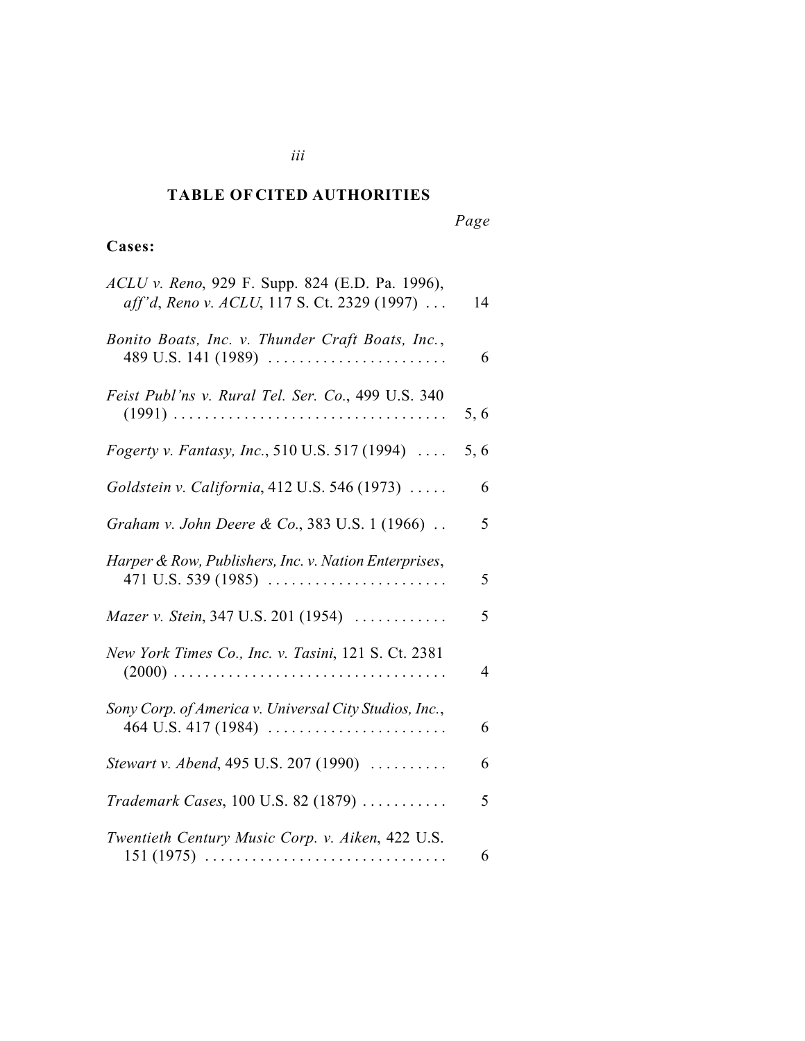## TABLE OF CITED AUTHORITIES

| | *Page* |
|---|---|
| **Cases:** | |
| *ACLU v. Reno*, 929 F. Supp. 824 (E.D. Pa. 1996), *aff'd*, *Reno v. ACLU*, 117 S. Ct. 2329 (1997) . . . | 14 |
| *Bonito Boats, Inc. v. Thunder Craft Boats, Inc.*, 489 U.S. 141 (1989) . . . . . . . . . . . . . . . . . . . . . . | 6 |
| *Feist Publ'ns v. Rural Tel. Ser. Co.*, 499 U.S. 340 (1991) . . . . . . . . . . . . . . . . . . . . . . . . . . . . . . . . . . | 5, 6 |
| *Fogerty v. Fantasy, Inc.*, 510 U.S. 517 (1994) . . . . | 5, 6 |
| *Goldstein v. California*, 412 U.S. 546 (1973) . . . . . | 6 |
| *Graham v. John Deere & Co.*, 383 U.S. 1 (1966) . . | 5 |
| *Harper & Row, Publishers, Inc. v. Nation Enterprises*, 471 U.S. 539 (1985) . . . . . . . . . . . . . . . . . . . . . . | 5 |
| *Mazer v. Stein*, 347 U.S. 201 (1954) . . . . . . . . . . . . | 5 |
| *New York Times Co., Inc. v. Tasini*, 121 S. Ct. 2381 (2000) . . . . . . . . . . . . . . . . . . . . . . . . . . . . . . . . . . | 4 |
| *Sony Corp. of America v. Universal City Studios, Inc.*, 464 U.S. 417 (1984) . . . . . . . . . . . . . . . . . . . . . . | 6 |
| *Stewart v. Abend*, 495 U.S. 207 (1990) . . . . . . . . . . | 6 |
| *Trademark Cases*, 100 U.S. 82 (1879) . . . . . . . . . . . | 5 |
| *Twentieth Century Music Corp. v. Aiken*, 422 U.S. 151 (1975) . . . . . . . . . . . . . . . . . . . . . . . . . . . . . . | 6 |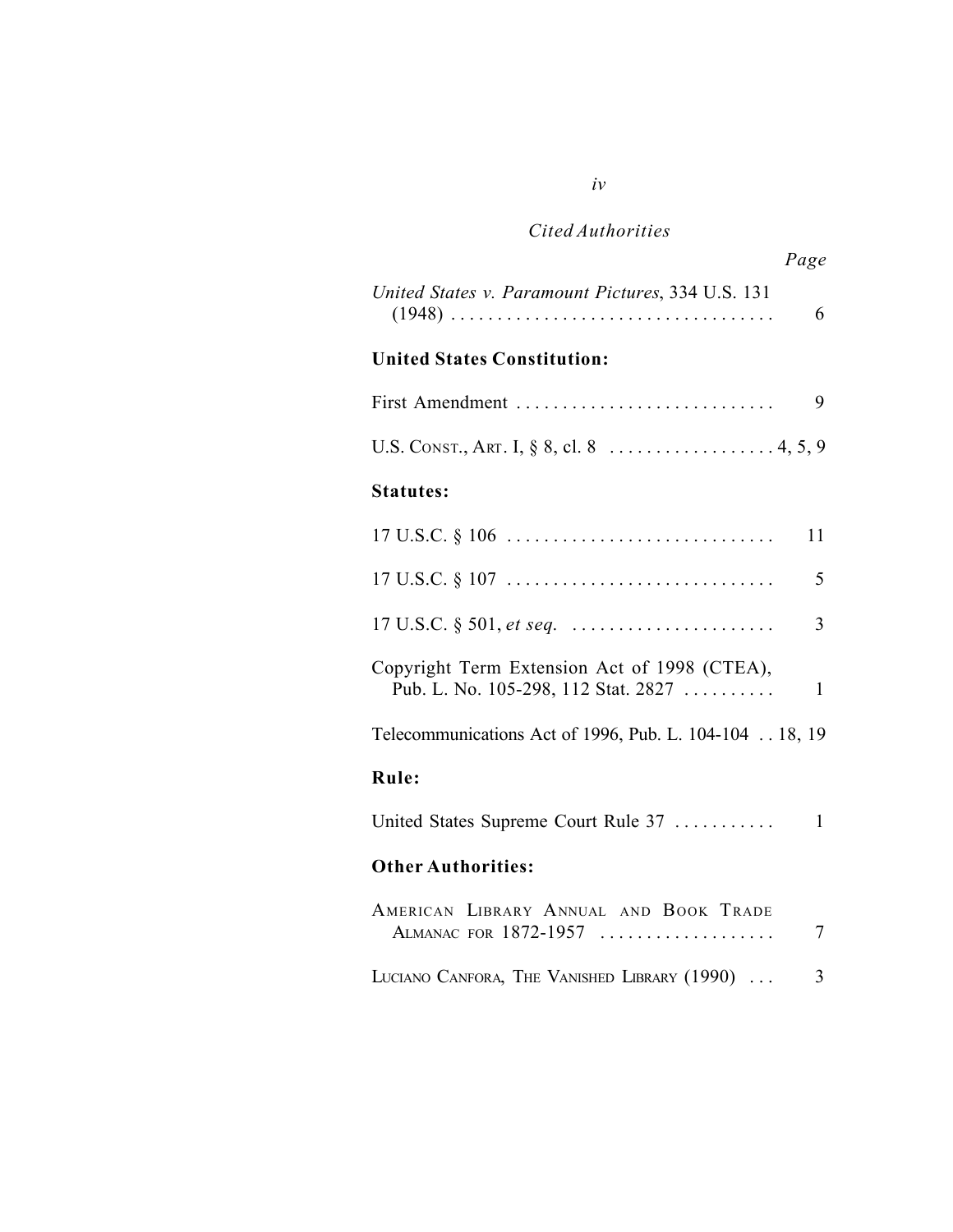*Cited Authorities*

*Page*

*United States v. Paramount Pictures*, 334 U.S. 131 (1948) . . . . . . . . . . . . . . . . . . . . . . . . . . . . . . . . . . . 6

**United States Constitution:**

First Amendment . . . . . . . . . . . . . . . . . . . . . . . . . . . . 9

U.S. CONST., ART. I, § 8, cl. 8 . . . . . . . . . . . . . . . . . . 4, 5, 9

**Statutes:**

17 U.S.C. § 106 . . . . . . . . . . . . . . . . . . . . . . . . . . . . . 11

17 U.S.C. § 107 . . . . . . . . . . . . . . . . . . . . . . . . . . . . . 5

17 U.S.C. § 501, *et seq.* . . . . . . . . . . . . . . . . . . . . . . 3

Copyright Term Extension Act of 1998 (CTEA), Pub. L. No. 105-298, 112 Stat. 2827 . . . . . . . . . . 1

Telecommunications Act of 1996, Pub. L. 104-104 . . 18, 19

**Rule:**

United States Supreme Court Rule 37 . . . . . . . . . . . 1

**Other Authorities:**

AMERICAN LIBRARY ANNUAL AND BOOK TRADE ALMANAC FOR 1872-1957 . . . . . . . . . . . . . . . . . . . 7

LUCIANO CANFORA, THE VANISHED LIBRARY (1990) . . . 3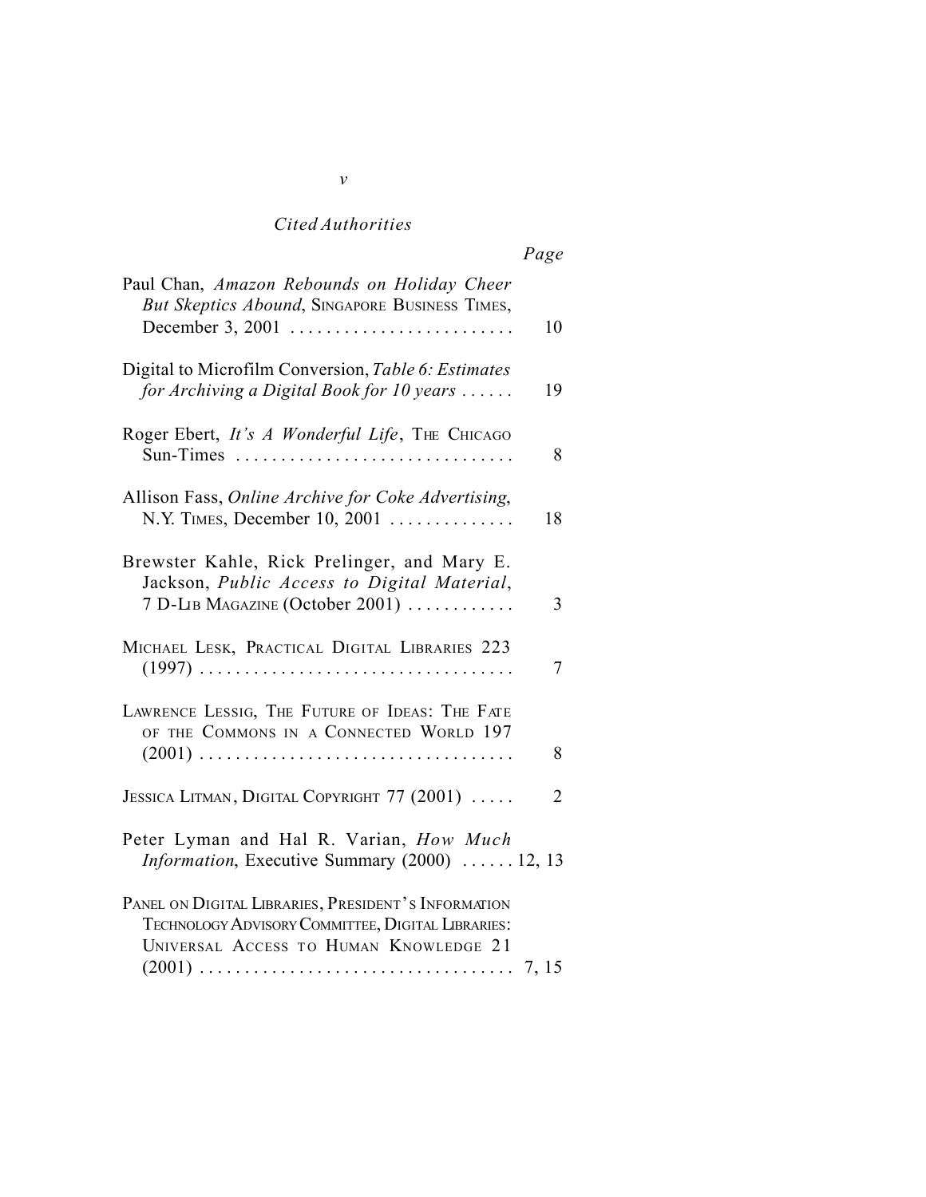*Cited Authorities*

| | *Page* |
|---|---|
| Paul Chan, *Amazon Rebounds on Holiday Cheer But Skeptics Abound*, SINGAPORE BUSINESS TIMES, December 3, 2001 | 10 |
| Digital to Microfilm Conversion, *Table 6: Estimates for Archiving a Digital Book for 10 years* | 19 |
| Roger Ebert, *It's A Wonderful Life*, THE CHICAGO Sun-Times | 8 |
| Allison Fass, *Online Archive for Coke Advertising*, N.Y. TIMES, December 10, 2001 | 18 |
| Brewster Kahle, Rick Prelinger, and Mary E. Jackson, *Public Access to Digital Material*, 7 D-LIB MAGAZINE (October 2001) | 3 |
| MICHAEL LESK, PRACTICAL DIGITAL LIBRARIES 223 (1997) | 7 |
| LAWRENCE LESSIG, THE FUTURE OF IDEAS: THE FATE OF THE COMMONS IN A CONNECTED WORLD 197 (2001) | 8 |
| JESSICA LITMAN, DIGITAL COPYRIGHT 77 (2001) | 2 |
| Peter Lyman and Hal R. Varian, *How Much Information*, Executive Summary (2000) | 12, 13 |
| PANEL ON DIGITAL LIBRARIES, PRESIDENT'S INFORMATION TECHNOLOGY ADVISORY COMMITTEE, DIGITAL LIBRARIES: UNIVERSAL ACCESS TO HUMAN KNOWLEDGE 21 (2001) | 7, 15 |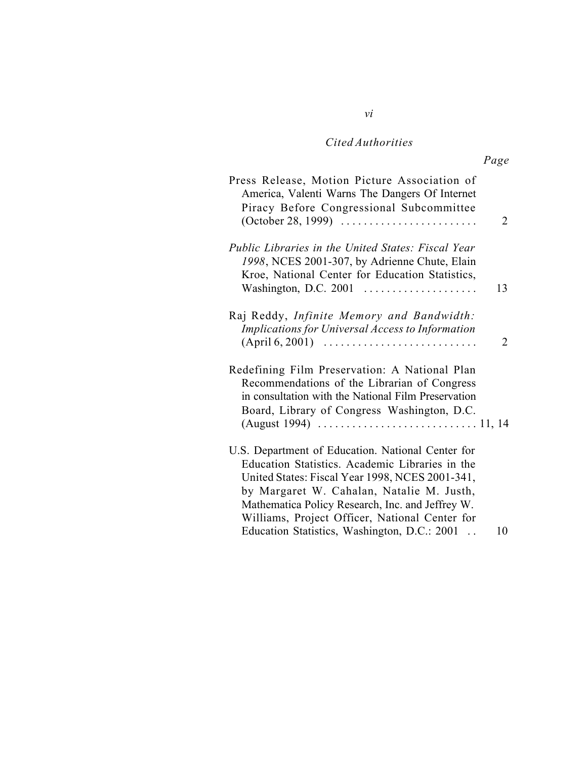*Cited Authorities*

| | *Page* |
|---|---|
| Press Release, Motion Picture Association of America, Valenti Warns The Dangers Of Internet Piracy Before Congressional Subcommittee (October 28, 1999) | 2 |
| *Public Libraries in the United States: Fiscal Year 1998*, NCES 2001-307, by Adrienne Chute, Elain Kroe, National Center for Education Statistics, Washington, D.C. 2001 | 13 |
| Raj Reddy, *Infinite Memory and Bandwidth: Implications for Universal Access to Information* (April 6, 2001) | 2 |
| Redefining Film Preservation: A National Plan Recommendations of the Librarian of Congress in consultation with the National Film Preservation Board, Library of Congress Washington, D.C. (August 1994) | 11, 14 |
| U.S. Department of Education. National Center for Education Statistics. Academic Libraries in the United States: Fiscal Year 1998, NCES 2001-341, by Margaret W. Cahalan, Natalie M. Justh, Mathematica Policy Research, Inc. and Jeffrey W. Williams, Project Officer, National Center for Education Statistics, Washington, D.C.: 2001 | 10 |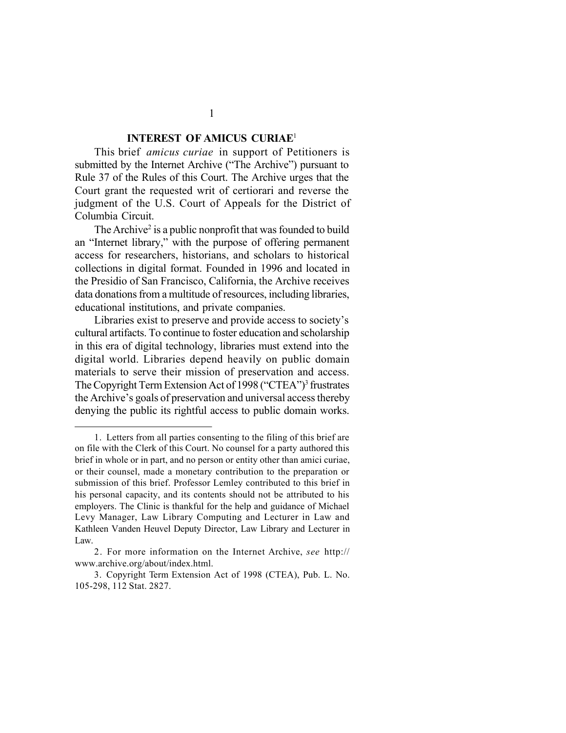## INTEREST OF AMICUS CURIAE[1]

This brief *amicus curiae* in support of Petitioners is submitted by the Internet Archive ("The Archive") pursuant to Rule 37 of the Rules of this Court. The Archive urges that the Court grant the requested writ of certiorari and reverse the judgment of the U.S. Court of Appeals for the District of Columbia Circuit.

The Archive[2] is a public nonprofit that was founded to build an "Internet library," with the purpose of offering permanent access for researchers, historians, and scholars to historical collections in digital format. Founded in 1996 and located in the Presidio of San Francisco, California, the Archive receives data donations from a multitude of resources, including libraries, educational institutions, and private companies.

Libraries exist to preserve and provide access to society's cultural artifacts. To continue to foster education and scholarship in this era of digital technology, libraries must extend into the digital world. Libraries depend heavily on public domain materials to serve their mission of preservation and access. The Copyright Term Extension Act of 1998 ("CTEA")[3] frustrates the Archive's goals of preservation and universal access thereby denying the public its rightful access to public domain works.

---

1. Letters from all parties consenting to the filing of this brief are on file with the Clerk of this Court. No counsel for a party authored this brief in whole or in part, and no person or entity other than amici curiae, or their counsel, made a monetary contribution to the preparation or submission of this brief. Professor Lemley contributed to this brief in his personal capacity, and its contents should not be attributed to his employers. The Clinic is thankful for the help and guidance of Michael Levy Manager, Law Library Computing and Lecturer in Law and Kathleen Vanden Heuvel Deputy Director, Law Library and Lecturer in Law.

2. For more information on the Internet Archive, *see* http://www.archive.org/about/index.html.

3. Copyright Term Extension Act of 1998 (CTEA), Pub. L. No. 105-298, 112 Stat. 2827.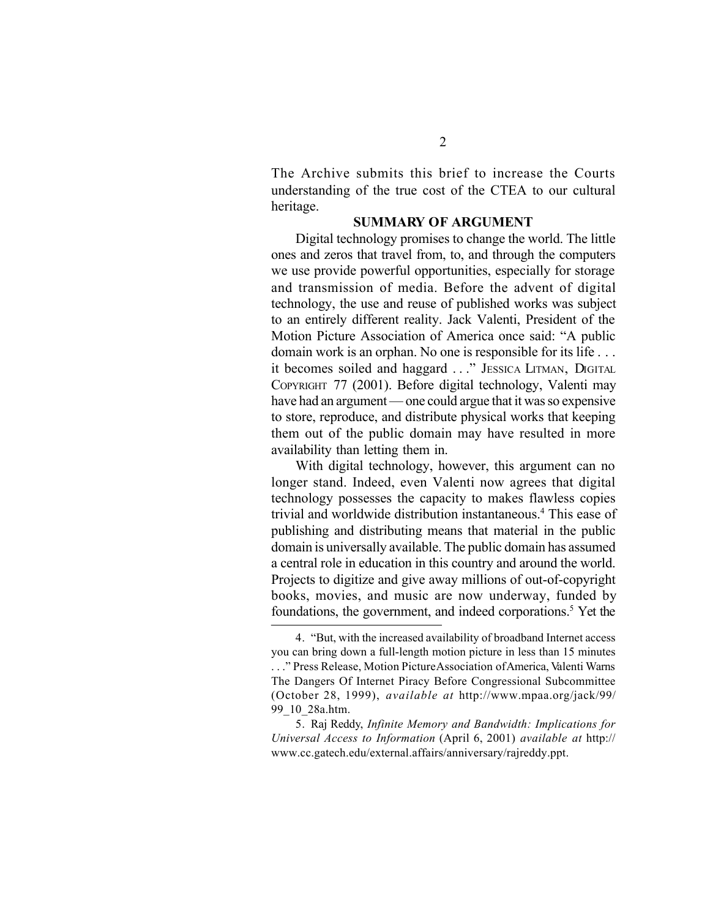The Archive submits this brief to increase the Courts understanding of the true cost of the CTEA to our cultural heritage.

## SUMMARY OF ARGUMENT

Digital technology promises to change the world. The little ones and zeros that travel from, to, and through the computers we use provide powerful opportunities, especially for storage and transmission of media. Before the advent of digital technology, the use and reuse of published works was subject to an entirely different reality. Jack Valenti, President of the Motion Picture Association of America once said: "A public domain work is an orphan. No one is responsible for its life . . . it becomes soiled and haggard . . ." JESSICA LITMAN, DIGITAL COPYRIGHT 77 (2001). Before digital technology, Valenti may have had an argument — one could argue that it was so expensive to store, reproduce, and distribute physical works that keeping them out of the public domain may have resulted in more availability than letting them in.

With digital technology, however, this argument can no longer stand. Indeed, even Valenti now agrees that digital technology possesses the capacity to makes flawless copies trivial and worldwide distribution instantaneous.[4] This ease of publishing and distributing means that material in the public domain is universally available. The public domain has assumed a central role in education in this country and around the world. Projects to digitize and give away millions of out-of-copyright books, movies, and music are now underway, funded by foundations, the government, and indeed corporations.[5] Yet the

---

4. "But, with the increased availability of broadband Internet access you can bring down a full-length motion picture in less than 15 minutes . . ." Press Release, Motion Picture Association of America, Valenti Warns The Dangers Of Internet Piracy Before Congressional Subcommittee (October 28, 1999), *available at* http://www.mpaa.org/jack/99/99_10_28a.htm.

5. Raj Reddy, *Infinite Memory and Bandwidth: Implications for Universal Access to Information* (April 6, 2001) *available at* http://www.cc.gatech.edu/external.affairs/anniversary/rajreddy.ppt.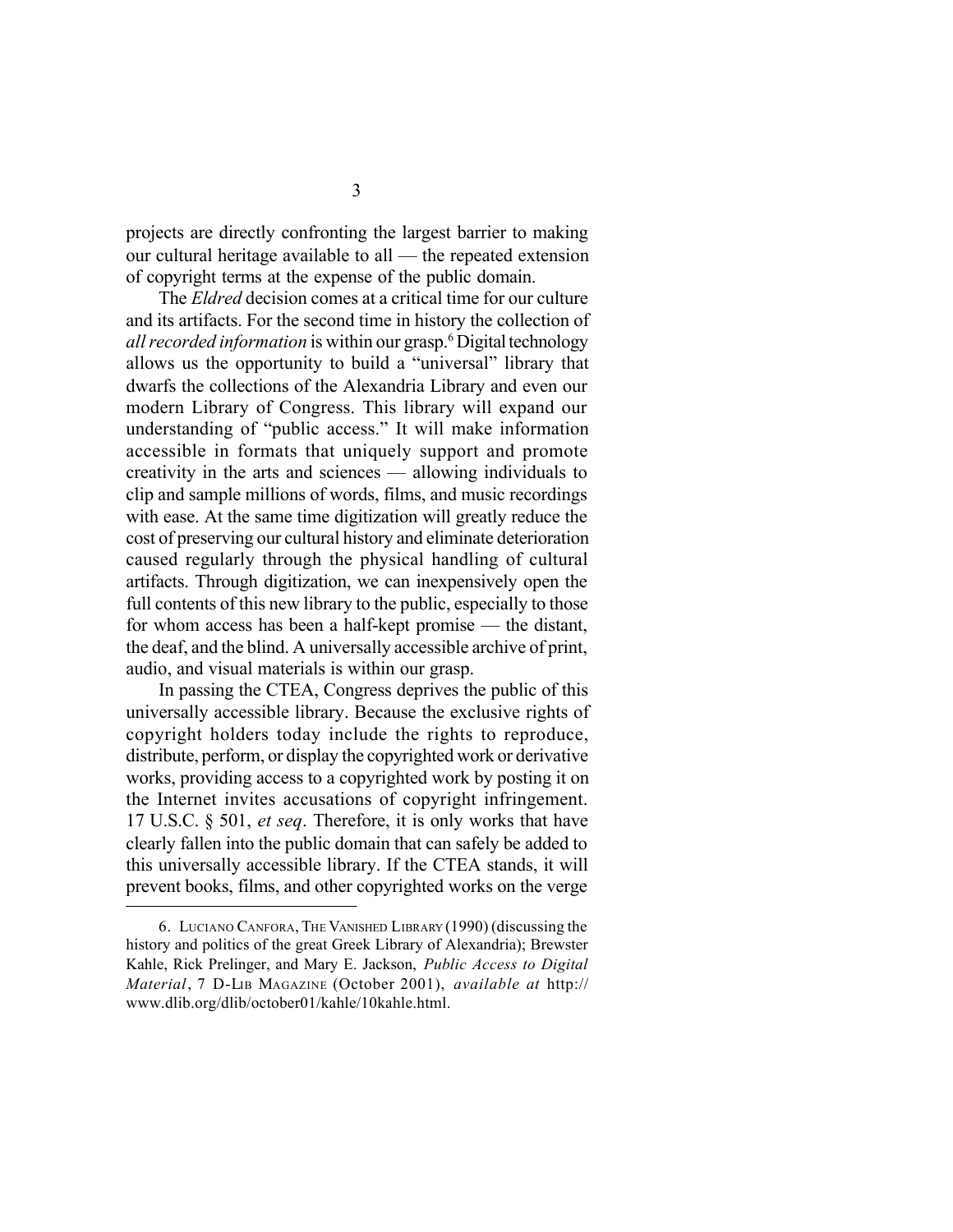projects are directly confronting the largest barrier to making our cultural heritage available to all — the repeated extension of copyright terms at the expense of the public domain.

The *Eldred* decision comes at a critical time for our culture and its artifacts. For the second time in history the collection of *all recorded information* is within our grasp.[6] Digital technology allows us the opportunity to build a "universal" library that dwarfs the collections of the Alexandria Library and even our modern Library of Congress. This library will expand our understanding of "public access." It will make information accessible in formats that uniquely support and promote creativity in the arts and sciences — allowing individuals to clip and sample millions of words, films, and music recordings with ease. At the same time digitization will greatly reduce the cost of preserving our cultural history and eliminate deterioration caused regularly through the physical handling of cultural artifacts. Through digitization, we can inexpensively open the full contents of this new library to the public, especially to those for whom access has been a half-kept promise — the distant, the deaf, and the blind. A universally accessible archive of print, audio, and visual materials is within our grasp.

In passing the CTEA, Congress deprives the public of this universally accessible library. Because the exclusive rights of copyright holders today include the rights to reproduce, distribute, perform, or display the copyrighted work or derivative works, providing access to a copyrighted work by posting it on the Internet invites accusations of copyright infringement. 17 U.S.C. § 501, *et seq*. Therefore, it is only works that have clearly fallen into the public domain that can safely be added to this universally accessible library. If the CTEA stands, it will prevent books, films, and other copyrighted works on the verge

---

6. LUCIANO CANFORA, THE VANISHED LIBRARY (1990) (discussing the history and politics of the great Greek Library of Alexandria); Brewster Kahle, Rick Prelinger, and Mary E. Jackson, *Public Access to Digital Material*, 7 D-LIB MAGAZINE (October 2001), *available at* http://www.dlib.org/dlib/october01/kahle/10kahle.html.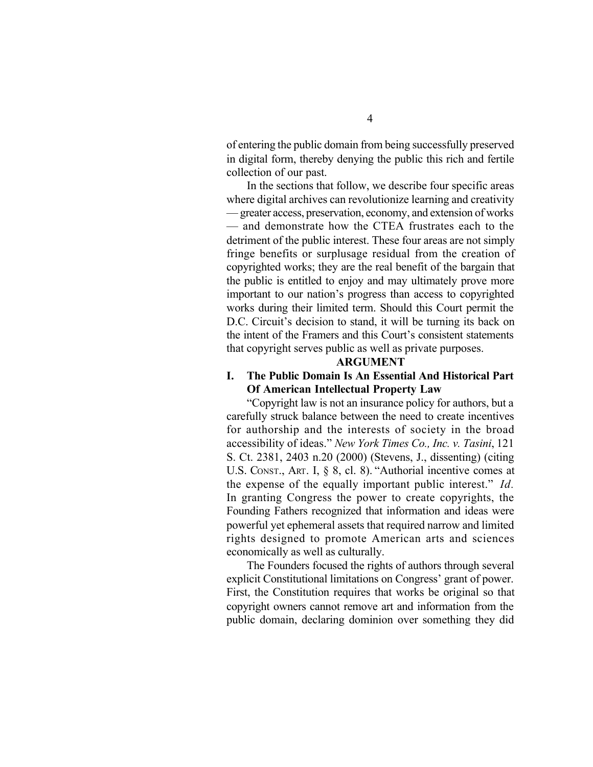of entering the public domain from being successfully preserved in digital form, thereby denying the public this rich and fertile collection of our past.

In the sections that follow, we describe four specific areas where digital archives can revolutionize learning and creativity — greater access, preservation, economy, and extension of works — and demonstrate how the CTEA frustrates each to the detriment of the public interest. These four areas are not simply fringe benefits or surplusage residual from the creation of copyrighted works; they are the real benefit of the bargain that the public is entitled to enjoy and may ultimately prove more important to our nation's progress than access to copyrighted works during their limited term. Should this Court permit the D.C. Circuit's decision to stand, it will be turning its back on the intent of the Framers and this Court's consistent statements that copyright serves public as well as private purposes.

## ARGUMENT

### I. The Public Domain Is An Essential And Historical Part Of American Intellectual Property Law

"Copyright law is not an insurance policy for authors, but a carefully struck balance between the need to create incentives for authorship and the interests of society in the broad accessibility of ideas." *New York Times Co., Inc. v. Tasini*, 121 S. Ct. 2381, 2403 n.20 (2000) (Stevens, J., dissenting) (citing U.S. CONST., ART. I, § 8, cl. 8). "Authorial incentive comes at the expense of the equally important public interest." *Id.* In granting Congress the power to create copyrights, the Founding Fathers recognized that information and ideas were powerful yet ephemeral assets that required narrow and limited rights designed to promote American arts and sciences economically as well as culturally.

The Founders focused the rights of authors through several explicit Constitutional limitations on Congress' grant of power. First, the Constitution requires that works be original so that copyright owners cannot remove art and information from the public domain, declaring dominion over something they did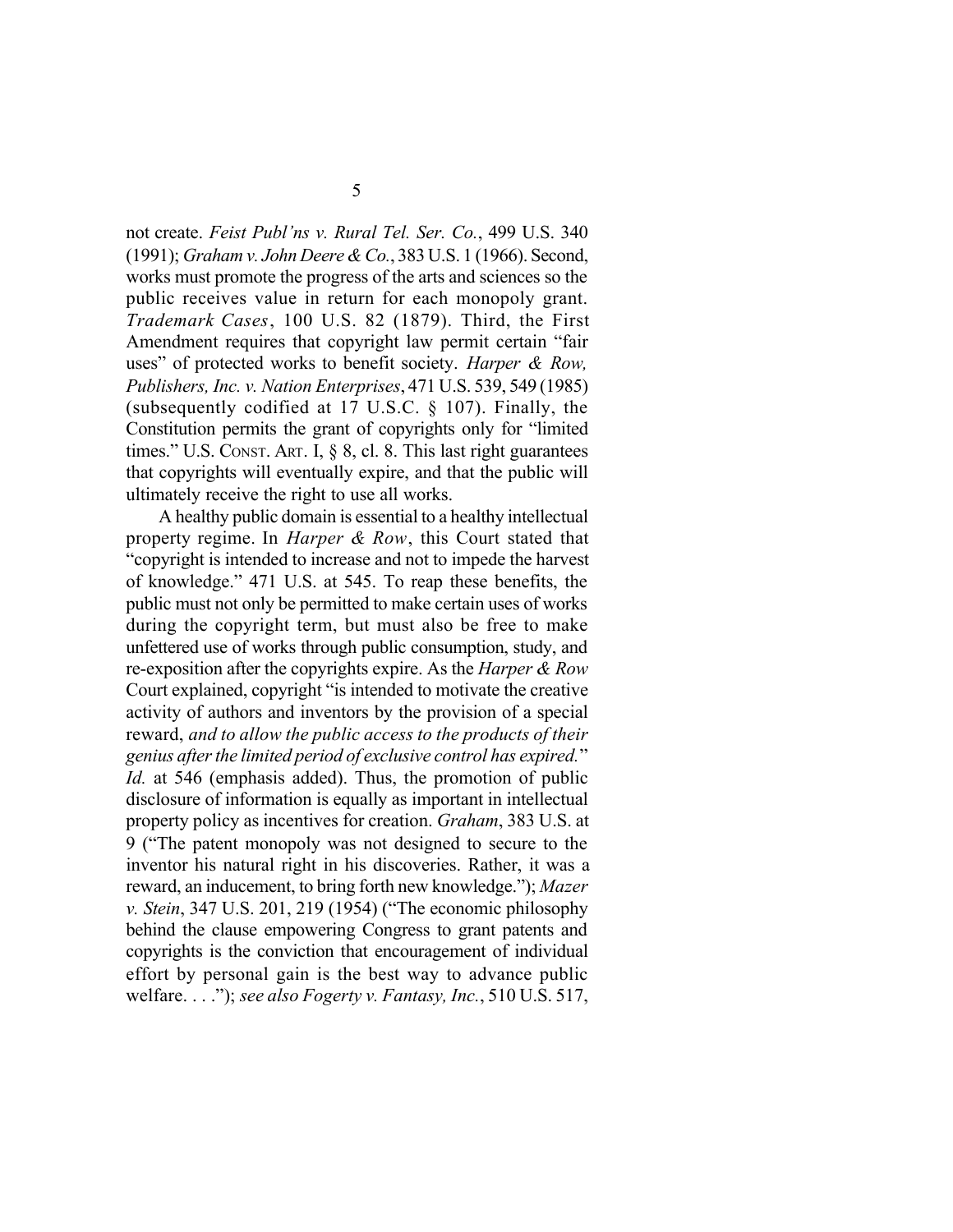not create. *Feist Publ'ns v. Rural Tel. Ser. Co.*, 499 U.S. 340 (1991); *Graham v. John Deere & Co.*, 383 U.S. 1 (1966). Second, works must promote the progress of the arts and sciences so the public receives value in return for each monopoly grant. *Trademark Cases*, 100 U.S. 82 (1879). Third, the First Amendment requires that copyright law permit certain "fair uses" of protected works to benefit society. *Harper & Row, Publishers, Inc. v. Nation Enterprises*, 471 U.S. 539, 549 (1985) (subsequently codified at 17 U.S.C. § 107). Finally, the Constitution permits the grant of copyrights only for "limited times." U.S. CONST. ART. I, § 8, cl. 8. This last right guarantees that copyrights will eventually expire, and that the public will ultimately receive the right to use all works.

A healthy public domain is essential to a healthy intellectual property regime. In *Harper & Row*, this Court stated that "copyright is intended to increase and not to impede the harvest of knowledge." 471 U.S. at 545. To reap these benefits, the public must not only be permitted to make certain uses of works during the copyright term, but must also be free to make unfettered use of works through public consumption, study, and re-exposition after the copyrights expire. As the *Harper & Row* Court explained, copyright "is intended to motivate the creative activity of authors and inventors by the provision of a special reward, *and to allow the public access to the products of their genius after the limited period of exclusive control has expired.*" *Id.* at 546 (emphasis added). Thus, the promotion of public disclosure of information is equally as important in intellectual property policy as incentives for creation. *Graham*, 383 U.S. at 9 ("The patent monopoly was not designed to secure to the inventor his natural right in his discoveries. Rather, it was a reward, an inducement, to bring forth new knowledge."); *Mazer v. Stein*, 347 U.S. 201, 219 (1954) ("The economic philosophy behind the clause empowering Congress to grant patents and copyrights is the conviction that encouragement of individual effort by personal gain is the best way to advance public welfare. . . ."); *see also Fogerty v. Fantasy, Inc.*, 510 U.S. 517,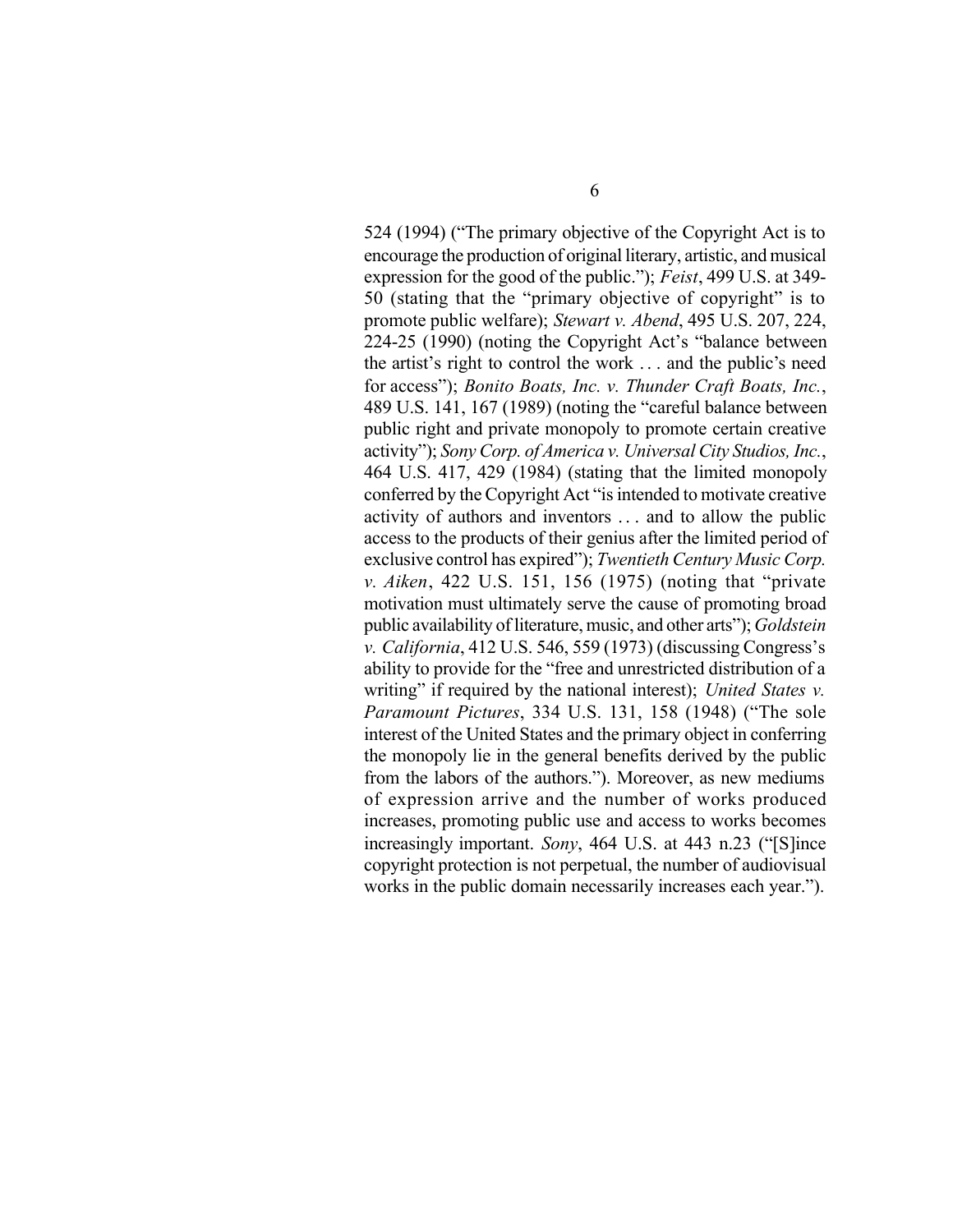524 (1994) ("The primary objective of the Copyright Act is to encourage the production of original literary, artistic, and musical expression for the good of the public."); *Feist*, 499 U.S. at 349-50 (stating that the "primary objective of copyright" is to promote public welfare); *Stewart v. Abend*, 495 U.S. 207, 224, 224-25 (1990) (noting the Copyright Act's "balance between the artist's right to control the work . . . and the public's need for access"); *Bonito Boats, Inc. v. Thunder Craft Boats, Inc.*, 489 U.S. 141, 167 (1989) (noting the "careful balance between public right and private monopoly to promote certain creative activity"); *Sony Corp. of America v. Universal City Studios, Inc.*, 464 U.S. 417, 429 (1984) (stating that the limited monopoly conferred by the Copyright Act "is intended to motivate creative activity of authors and inventors . . . and to allow the public access to the products of their genius after the limited period of exclusive control has expired"); *Twentieth Century Music Corp. v. Aiken*, 422 U.S. 151, 156 (1975) (noting that "private motivation must ultimately serve the cause of promoting broad public availability of literature, music, and other arts"); *Goldstein v. California*, 412 U.S. 546, 559 (1973) (discussing Congress's ability to provide for the "free and unrestricted distribution of a writing" if required by the national interest); *United States v. Paramount Pictures*, 334 U.S. 131, 158 (1948) ("The sole interest of the United States and the primary object in conferring the monopoly lie in the general benefits derived by the public from the labors of the authors."). Moreover, as new mediums of expression arrive and the number of works produced increases, promoting public use and access to works becomes increasingly important. *Sony*, 464 U.S. at 443 n.23 ("[S]ince copyright protection is not perpetual, the number of audiovisual works in the public domain necessarily increases each year.").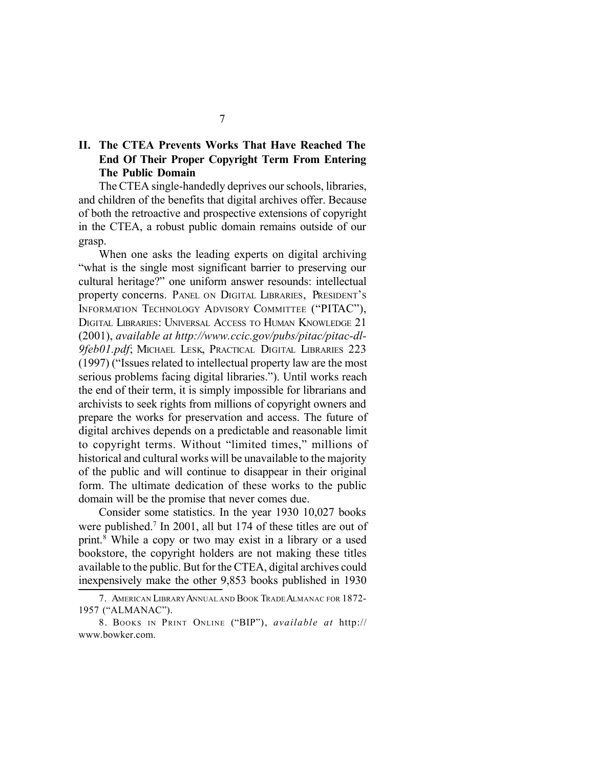## II. The CTEA Prevents Works That Have Reached The End Of Their Proper Copyright Term From Entering The Public Domain

The CTEA single-handedly deprives our schools, libraries, and children of the benefits that digital archives offer. Because of both the retroactive and prospective extensions of copyright in the CTEA, a robust public domain remains outside of our grasp.

When one asks the leading experts on digital archiving "what is the single most significant barrier to preserving our cultural heritage?" one uniform answer resounds: intellectual property concerns. PANEL ON DIGITAL LIBRARIES, PRESIDENT'S INFORMATION TECHNOLOGY ADVISORY COMMITTEE ("PITAC"), DIGITAL LIBRARIES: UNIVERSAL ACCESS TO HUMAN KNOWLEDGE 21 (2001), *available at http://www.ccic.gov/pubs/pitac/pitac-dl-9feb01.pdf*; MICHAEL LESK, PRACTICAL DIGITAL LIBRARIES 223 (1997) ("Issues related to intellectual property law are the most serious problems facing digital libraries."). Until works reach the end of their term, it is simply impossible for librarians and archivists to seek rights from millions of copyright owners and prepare the works for preservation and access. The future of digital archives depends on a predictable and reasonable limit to copyright terms. Without "limited times," millions of historical and cultural works will be unavailable to the majority of the public and will continue to disappear in their original form. The ultimate dedication of these works to the public domain will be the promise that never comes due.

Consider some statistics. In the year 1930 10,027 books were published.[7] In 2001, all but 174 of these titles are out of print.[8] While a copy or two may exist in a library or a used bookstore, the copyright holders are not making these titles available to the public. But for the CTEA, digital archives could inexpensively make the other 9,853 books published in 1930

7. AMERICAN LIBRARY ANNUAL AND BOOK TRADE ALMANAC FOR 1872-1957 ("ALMANAC").

8. BOOKS IN PRINT ONLINE ("BIP"), *available at* http://www.bowker.com.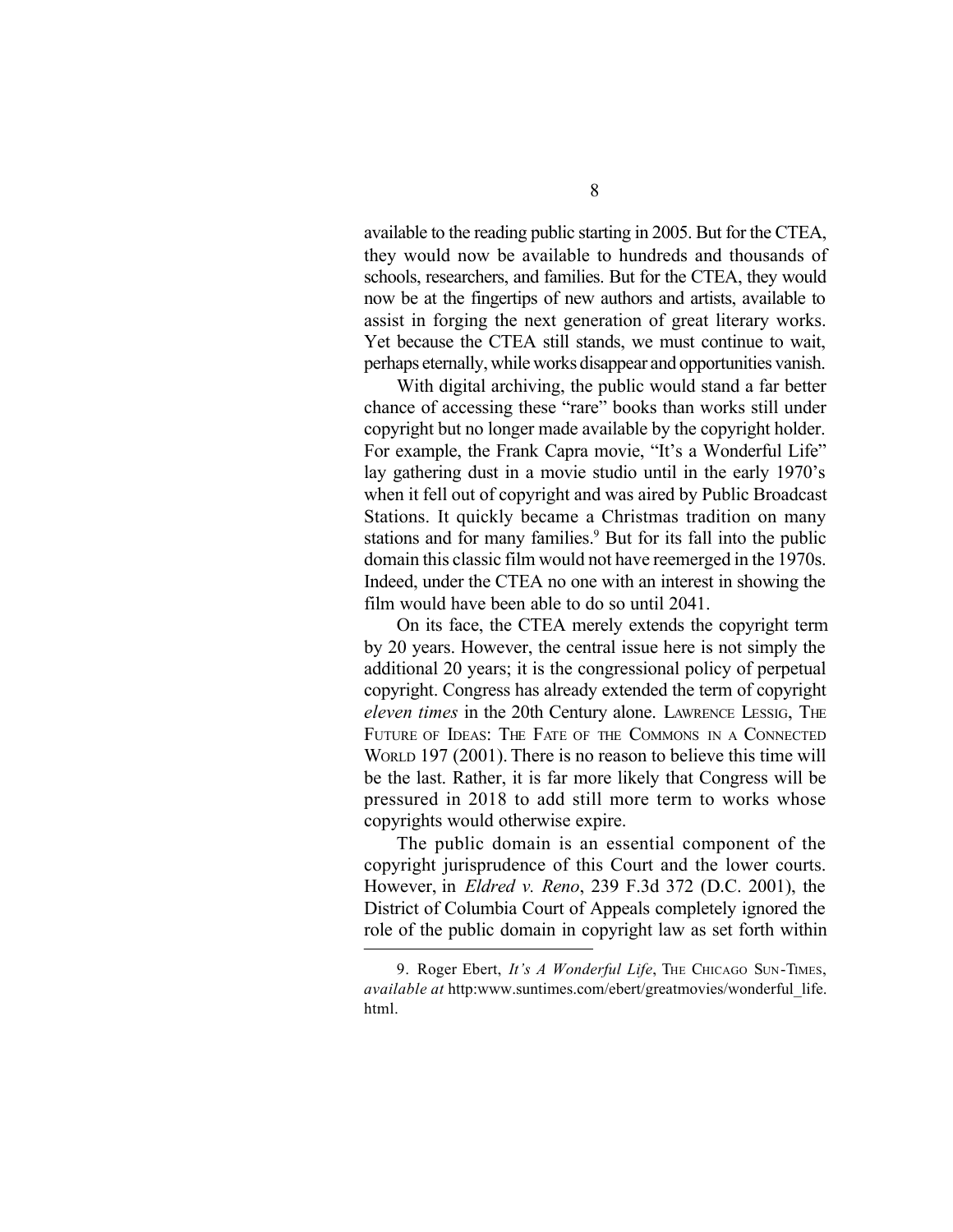available to the reading public starting in 2005. But for the CTEA, they would now be available to hundreds and thousands of schools, researchers, and families. But for the CTEA, they would now be at the fingertips of new authors and artists, available to assist in forging the next generation of great literary works. Yet because the CTEA still stands, we must continue to wait, perhaps eternally, while works disappear and opportunities vanish.

With digital archiving, the public would stand a far better chance of accessing these "rare" books than works still under copyright but no longer made available by the copyright holder. For example, the Frank Capra movie, "It's a Wonderful Life" lay gathering dust in a movie studio until in the early 1970's when it fell out of copyright and was aired by Public Broadcast Stations. It quickly became a Christmas tradition on many stations and for many families.[9] But for its fall into the public domain this classic film would not have reemerged in the 1970s. Indeed, under the CTEA no one with an interest in showing the film would have been able to do so until 2041.

On its face, the CTEA merely extends the copyright term by 20 years. However, the central issue here is not simply the additional 20 years; it is the congressional policy of perpetual copyright. Congress has already extended the term of copyright *eleven times* in the 20th Century alone. LAWRENCE LESSIG, THE FUTURE OF IDEAS: THE FATE OF THE COMMONS IN A CONNECTED WORLD 197 (2001). There is no reason to believe this time will be the last. Rather, it is far more likely that Congress will be pressured in 2018 to add still more term to works whose copyrights would otherwise expire.

The public domain is an essential component of the copyright jurisprudence of this Court and the lower courts. However, in *Eldred v. Reno*, 239 F.3d 372 (D.C. 2001), the District of Columbia Court of Appeals completely ignored the role of the public domain in copyright law as set forth within

---

9. Roger Ebert, *It's A Wonderful Life*, THE CHICAGO SUN-TIMES, *available at* http:www.suntimes.com/ebert/greatmovies/wonderful_life.html.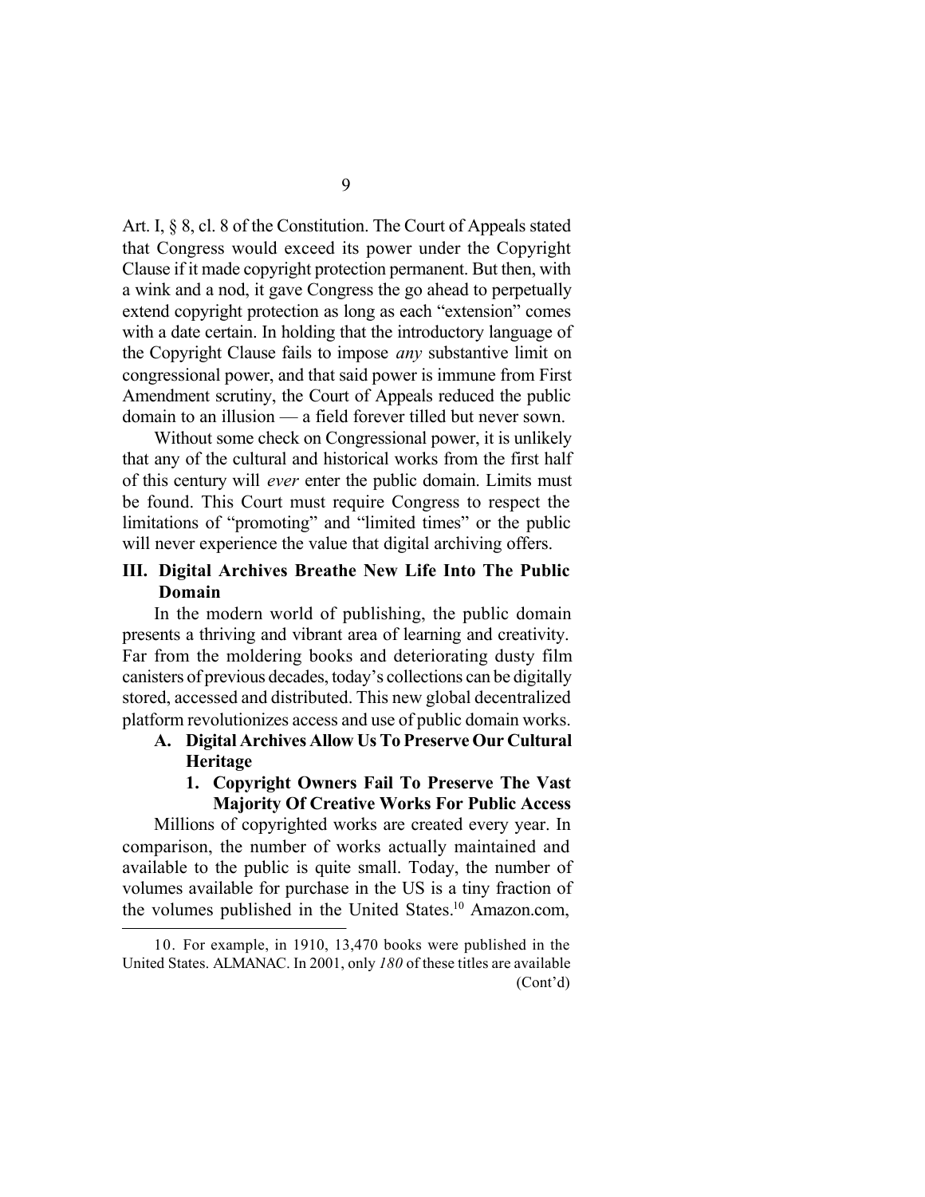Art. I, § 8, cl. 8 of the Constitution. The Court of Appeals stated that Congress would exceed its power under the Copyright Clause if it made copyright protection permanent. But then, with a wink and a nod, it gave Congress the go ahead to perpetually extend copyright protection as long as each "extension" comes with a date certain. In holding that the introductory language of the Copyright Clause fails to impose *any* substantive limit on congressional power, and that said power is immune from First Amendment scrutiny, the Court of Appeals reduced the public domain to an illusion — a field forever tilled but never sown.

Without some check on Congressional power, it is unlikely that any of the cultural and historical works from the first half of this century will *ever* enter the public domain. Limits must be found. This Court must require Congress to respect the limitations of "promoting" and "limited times" or the public will never experience the value that digital archiving offers.

## III. Digital Archives Breathe New Life Into The Public Domain

In the modern world of publishing, the public domain presents a thriving and vibrant area of learning and creativity. Far from the moldering books and deteriorating dusty film canisters of previous decades, today's collections can be digitally stored, accessed and distributed. This new global decentralized platform revolutionizes access and use of public domain works.

### A. Digital Archives Allow Us To Preserve Our Cultural Heritage

#### 1. Copyright Owners Fail To Preserve The Vast Majority Of Creative Works For Public Access

Millions of copyrighted works are created every year. In comparison, the number of works actually maintained and available to the public is quite small. Today, the number of volumes available for purchase in the US is a tiny fraction of the volumes published in the United States.[10] Amazon.com,

---

10. For example, in 1910, 13,470 books were published in the United States. ALMANAC. In 2001, only *180* of these titles are available (Cont'd)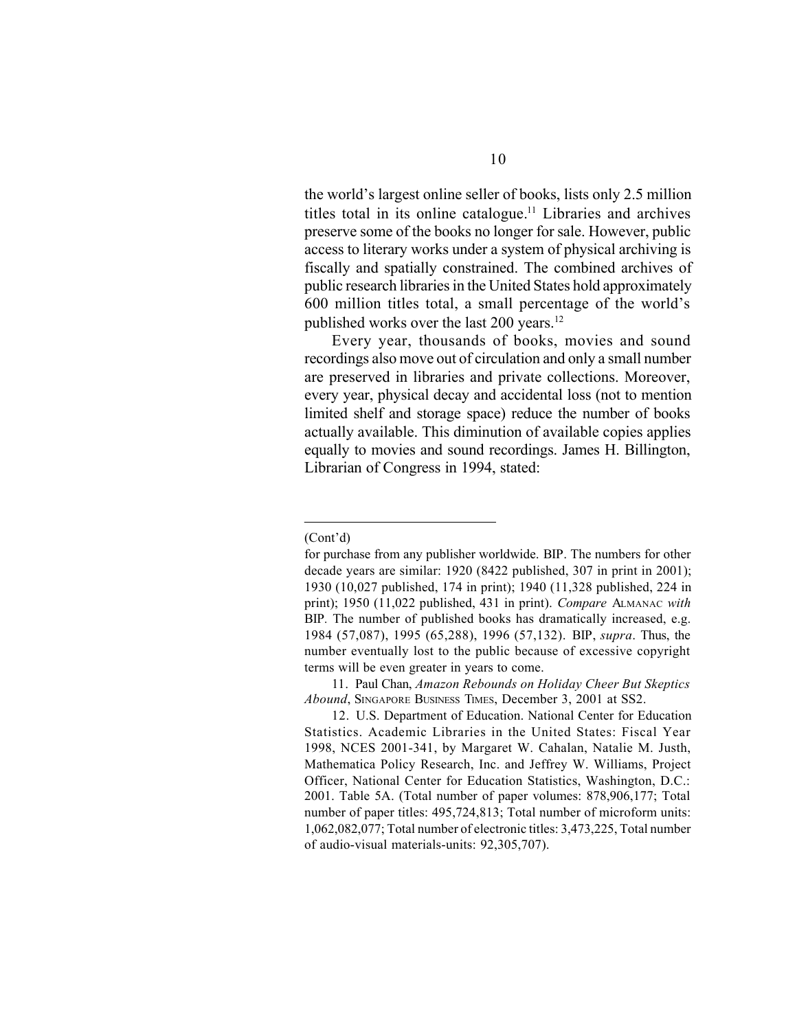the world's largest online seller of books, lists only 2.5 million titles total in its online catalogue.[11] Libraries and archives preserve some of the books no longer for sale. However, public access to literary works under a system of physical archiving is fiscally and spatially constrained. The combined archives of public research libraries in the United States hold approximately 600 million titles total, a small percentage of the world's published works over the last 200 years.[12]

Every year, thousands of books, movies and sound recordings also move out of circulation and only a small number are preserved in libraries and private collections. Moreover, every year, physical decay and accidental loss (not to mention limited shelf and storage space) reduce the number of books actually available. This diminution of available copies applies equally to movies and sound recordings. James H. Billington, Librarian of Congress in 1994, stated:

---

(Cont'd)

for purchase from any publisher worldwide. BIP. The numbers for other decade years are similar: 1920 (8422 published, 307 in print in 2001); 1930 (10,027 published, 174 in print); 1940 (11,328 published, 224 in print); 1950 (11,022 published, 431 in print). *Compare* ALMANAC *with* BIP. The number of published books has dramatically increased, e.g. 1984 (57,087), 1995 (65,288), 1996 (57,132). BIP, *supra*. Thus, the number eventually lost to the public because of excessive copyright terms will be even greater in years to come.

11. Paul Chan, *Amazon Rebounds on Holiday Cheer But Skeptics Abound*, SINGAPORE BUSINESS TIMES, December 3, 2001 at SS2.

12. U.S. Department of Education. National Center for Education Statistics. Academic Libraries in the United States: Fiscal Year 1998, NCES 2001-341, by Margaret W. Cahalan, Natalie M. Justh, Mathematica Policy Research, Inc. and Jeffrey W. Williams, Project Officer, National Center for Education Statistics, Washington, D.C.: 2001. Table 5A. (Total number of paper volumes: 878,906,177; Total number of paper titles: 495,724,813; Total number of microform units: 1,062,082,077; Total number of electronic titles: 3,473,225, Total number of audio-visual materials-units: 92,305,707).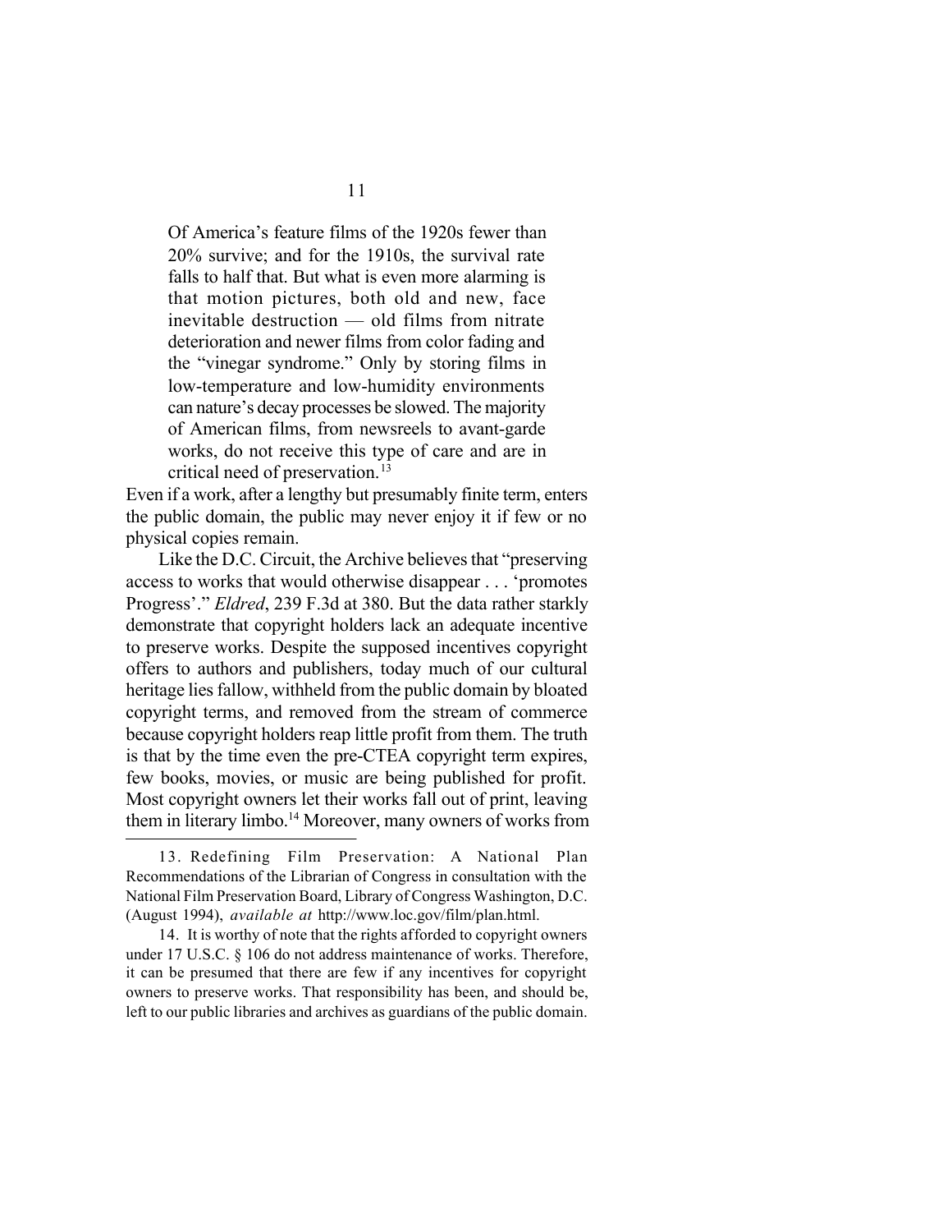> Of America's feature films of the 1920s fewer than 20% survive; and for the 1910s, the survival rate falls to half that. But what is even more alarming is that motion pictures, both old and new, face inevitable destruction — old films from nitrate deterioration and newer films from color fading and the "vinegar syndrome." Only by storing films in low-temperature and low-humidity environments can nature's decay processes be slowed. The majority of American films, from newsreels to avant-garde works, do not receive this type of care and are in critical need of preservation.[13]

Even if a work, after a lengthy but presumably finite term, enters the public domain, the public may never enjoy it if few or no physical copies remain.

Like the D.C. Circuit, the Archive believes that "preserving access to works that would otherwise disappear . . . 'promotes Progress'." *Eldred*, 239 F.3d at 380. But the data rather starkly demonstrate that copyright holders lack an adequate incentive to preserve works. Despite the supposed incentives copyright offers to authors and publishers, today much of our cultural heritage lies fallow, withheld from the public domain by bloated copyright terms, and removed from the stream of commerce because copyright holders reap little profit from them. The truth is that by the time even the pre-CTEA copyright term expires, few books, movies, or music are being published for profit. Most copyright owners let their works fall out of print, leaving them in literary limbo.[14] Moreover, many owners of works from

---

13. Redefining Film Preservation: A National Plan Recommendations of the Librarian of Congress in consultation with the National Film Preservation Board, Library of Congress Washington, D.C. (August 1994), *available at* http://www.loc.gov/film/plan.html.

14. It is worthy of note that the rights afforded to copyright owners under 17 U.S.C. § 106 do not address maintenance of works. Therefore, it can be presumed that there are few if any incentives for copyright owners to preserve works. That responsibility has been, and should be, left to our public libraries and archives as guardians of the public domain.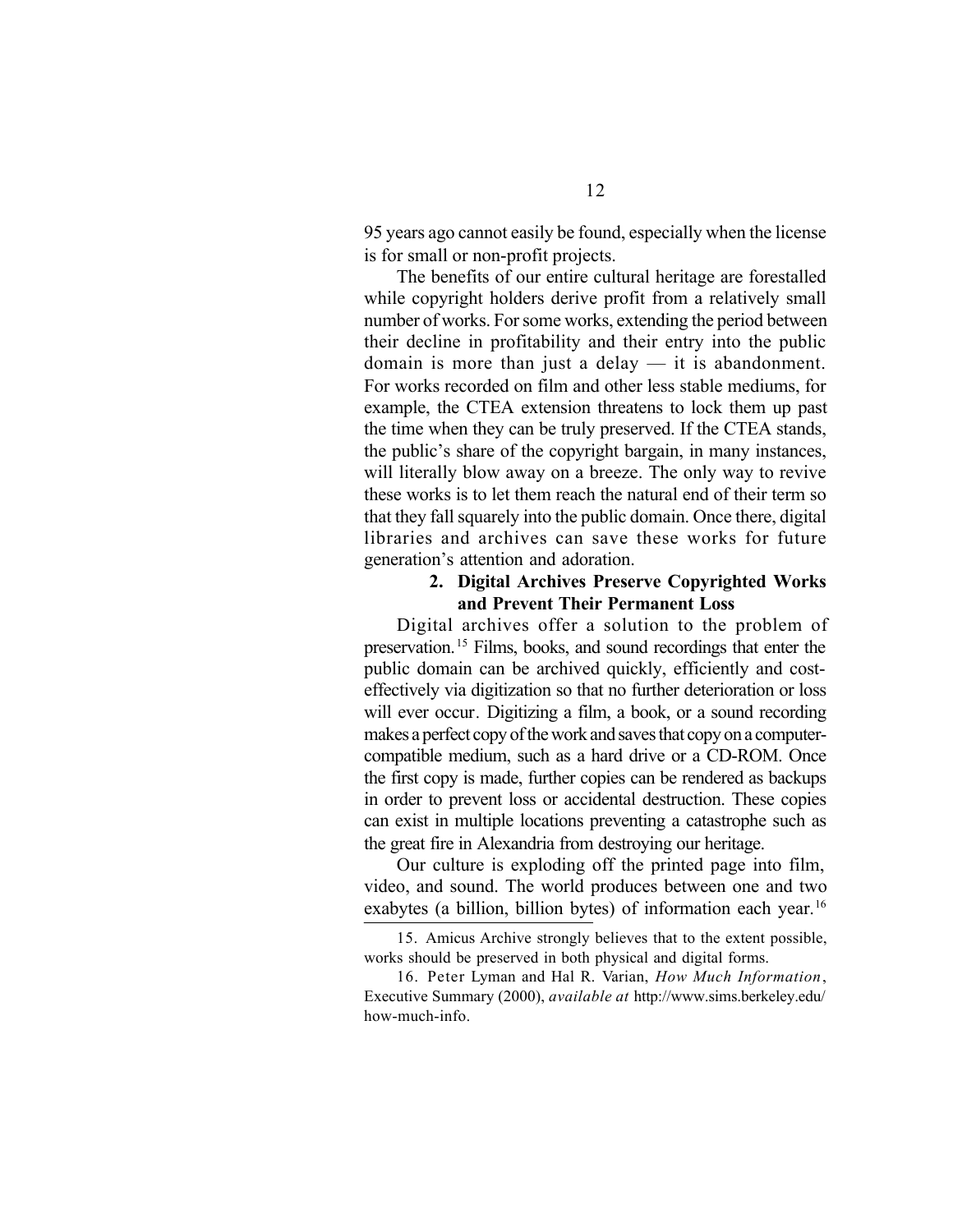95 years ago cannot easily be found, especially when the license is for small or non-profit projects.

The benefits of our entire cultural heritage are forestalled while copyright holders derive profit from a relatively small number of works. For some works, extending the period between their decline in profitability and their entry into the public domain is more than just a delay — it is abandonment. For works recorded on film and other less stable mediums, for example, the CTEA extension threatens to lock them up past the time when they can be truly preserved. If the CTEA stands, the public's share of the copyright bargain, in many instances, will literally blow away on a breeze. The only way to revive these works is to let them reach the natural end of their term so that they fall squarely into the public domain. Once there, digital libraries and archives can save these works for future generation's attention and adoration.

### 2. Digital Archives Preserve Copyrighted Works and Prevent Their Permanent Loss

Digital archives offer a solution to the problem of preservation.[15] Films, books, and sound recordings that enter the public domain can be archived quickly, efficiently and cost-effectively via digitization so that no further deterioration or loss will ever occur. Digitizing a film, a book, or a sound recording makes a perfect copy of the work and saves that copy on a computer-compatible medium, such as a hard drive or a CD-ROM. Once the first copy is made, further copies can be rendered as backups in order to prevent loss or accidental destruction. These copies can exist in multiple locations preventing a catastrophe such as the great fire in Alexandria from destroying our heritage.

Our culture is exploding off the printed page into film, video, and sound. The world produces between one and two exabytes (a billion, billion bytes) of information each year.[16]

---

15. Amicus Archive strongly believes that to the extent possible, works should be preserved in both physical and digital forms.

16. Peter Lyman and Hal R. Varian, *How Much Information*, Executive Summary (2000), *available at* http://www.sims.berkeley.edu/how-much-info.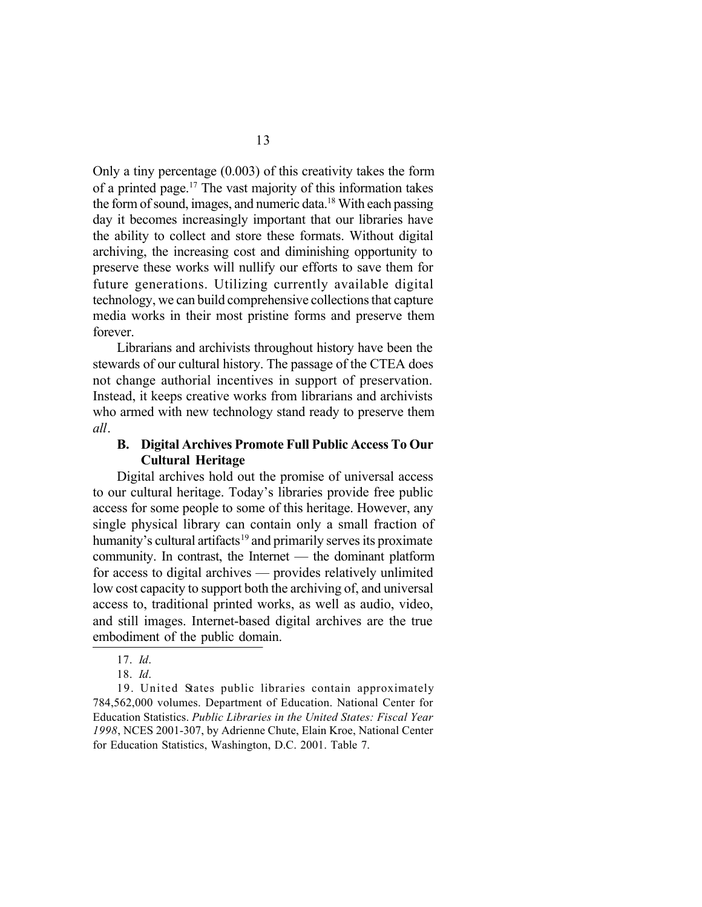Only a tiny percentage (0.003) of this creativity takes the form of a printed page.[17] The vast majority of this information takes the form of sound, images, and numeric data.[18] With each passing day it becomes increasingly important that our libraries have the ability to collect and store these formats. Without digital archiving, the increasing cost and diminishing opportunity to preserve these works will nullify our efforts to save them for future generations. Utilizing currently available digital technology, we can build comprehensive collections that capture media works in their most pristine forms and preserve them forever.

Librarians and archivists throughout history have been the stewards of our cultural history. The passage of the CTEA does not change authorial incentives in support of preservation. Instead, it keeps creative works from librarians and archivists who armed with new technology stand ready to preserve them *all*.

### B. Digital Archives Promote Full Public Access To Our Cultural Heritage

Digital archives hold out the promise of universal access to our cultural heritage. Today's libraries provide free public access for some people to some of this heritage. However, any single physical library can contain only a small fraction of humanity's cultural artifacts[19] and primarily serves its proximate community. In contrast, the Internet — the dominant platform for access to digital archives — provides relatively unlimited low cost capacity to support both the archiving of, and universal access to, traditional printed works, as well as audio, video, and still images. Internet-based digital archives are the true embodiment of the public domain.

---

17. *Id*.

18. *Id*.

19. United States public libraries contain approximately 784,562,000 volumes. Department of Education. National Center for Education Statistics. *Public Libraries in the United States: Fiscal Year 1998*, NCES 2001-307, by Adrienne Chute, Elain Kroe, National Center for Education Statistics, Washington, D.C. 2001. Table 7.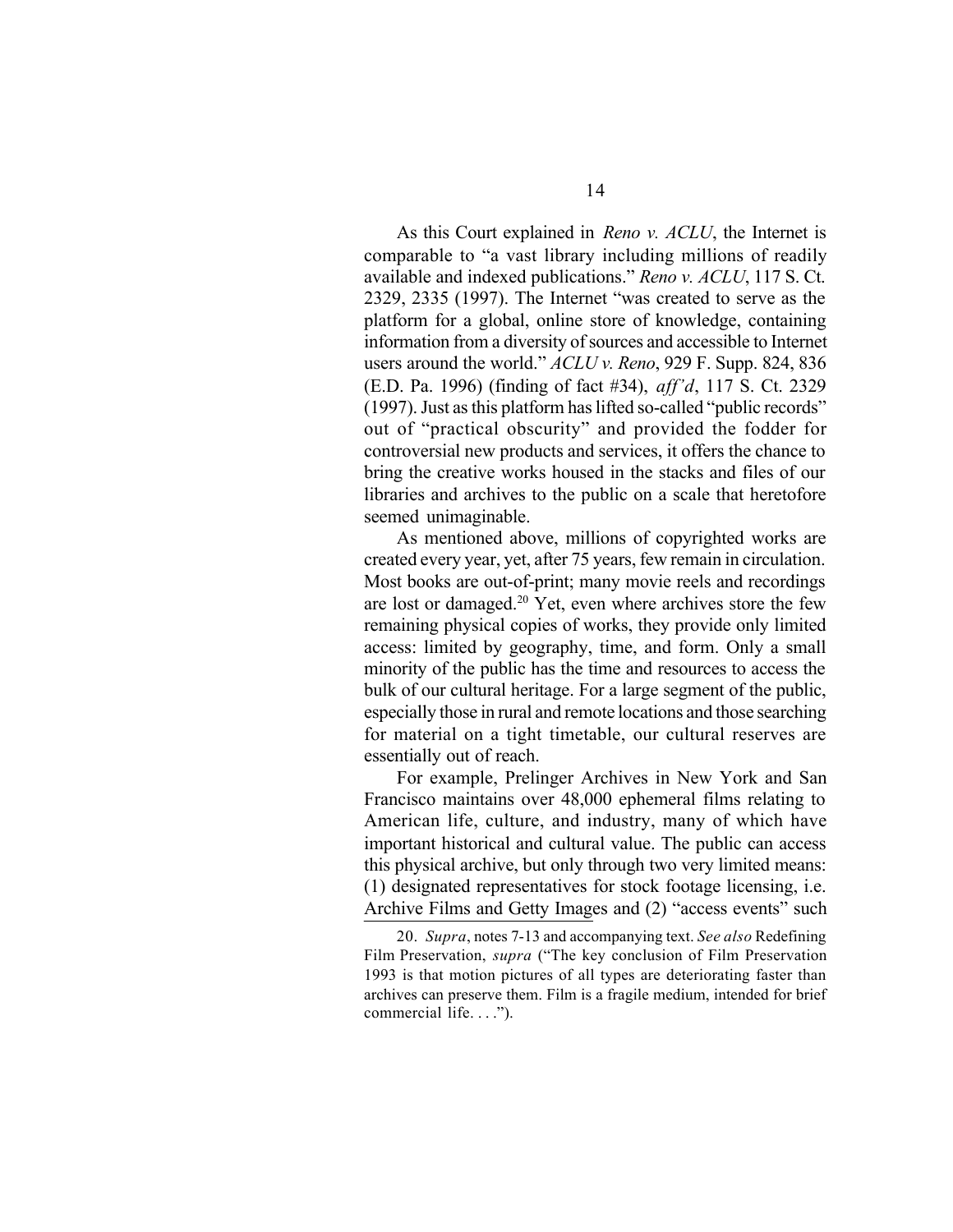As this Court explained in *Reno v. ACLU*, the Internet is comparable to "a vast library including millions of readily available and indexed publications." *Reno v. ACLU*, 117 S. Ct. 2329, 2335 (1997). The Internet "was created to serve as the platform for a global, online store of knowledge, containing information from a diversity of sources and accessible to Internet users around the world." *ACLU v. Reno*, 929 F. Supp. 824, 836 (E.D. Pa. 1996) (finding of fact #34), *aff'd*, 117 S. Ct. 2329 (1997). Just as this platform has lifted so-called "public records" out of "practical obscurity" and provided the fodder for controversial new products and services, it offers the chance to bring the creative works housed in the stacks and files of our libraries and archives to the public on a scale that heretofore seemed unimaginable.

As mentioned above, millions of copyrighted works are created every year, yet, after 75 years, few remain in circulation. Most books are out-of-print; many movie reels and recordings are lost or damaged.[20] Yet, even where archives store the few remaining physical copies of works, they provide only limited access: limited by geography, time, and form. Only a small minority of the public has the time and resources to access the bulk of our cultural heritage. For a large segment of the public, especially those in rural and remote locations and those searching for material on a tight timetable, our cultural reserves are essentially out of reach.

For example, Prelinger Archives in New York and San Francisco maintains over 48,000 ephemeral films relating to American life, culture, and industry, many of which have important historical and cultural value. The public can access this physical archive, but only through two very limited means: (1) designated representatives for stock footage licensing, i.e. Archive Films and Getty Images and (2) "access events" such

---

20. *Supra*, notes 7-13 and accompanying text. *See also* Redefining Film Preservation, *supra* ("The key conclusion of Film Preservation 1993 is that motion pictures of all types are deteriorating faster than archives can preserve them. Film is a fragile medium, intended for brief commercial life. . . .").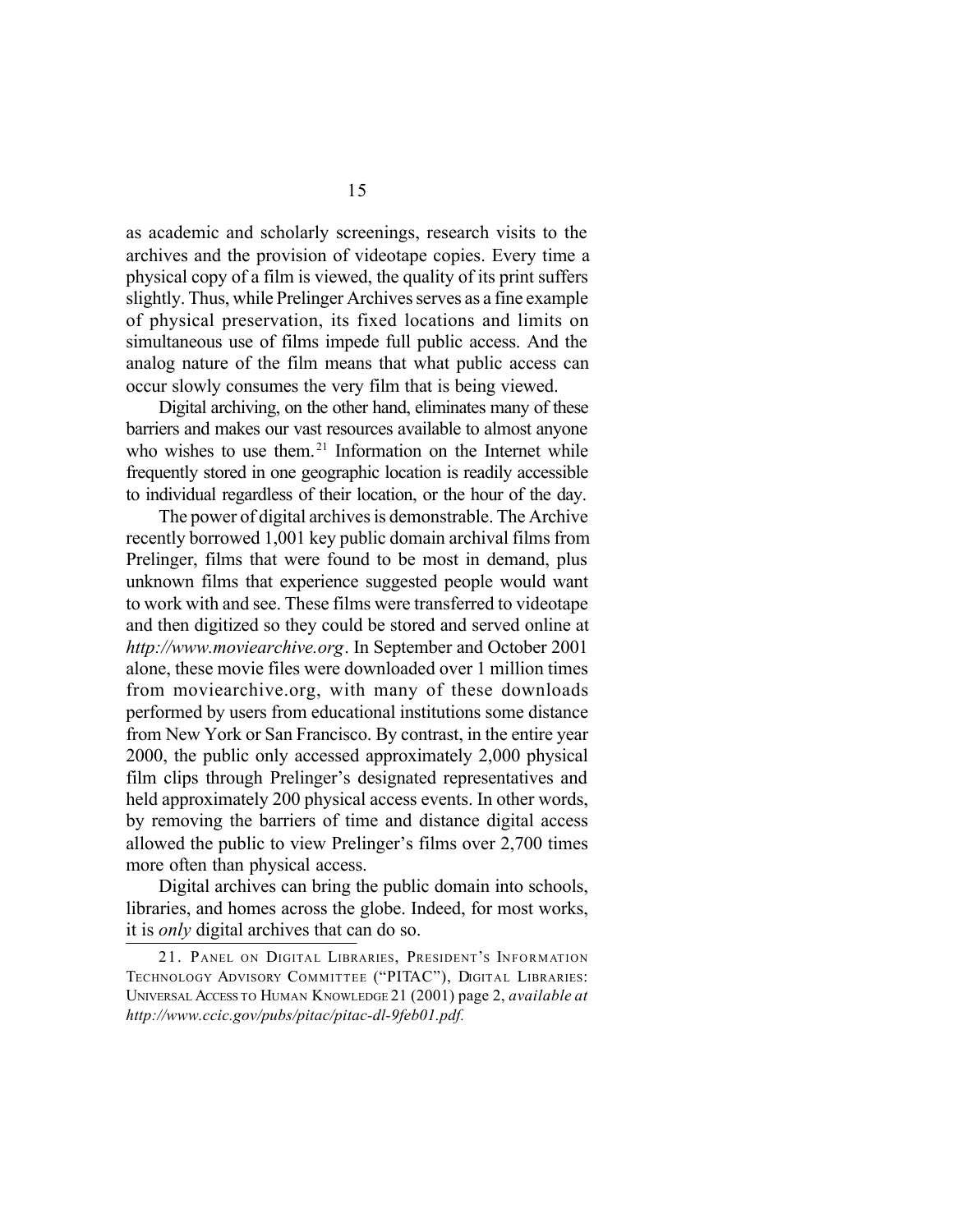as academic and scholarly screenings, research visits to the archives and the provision of videotape copies. Every time a physical copy of a film is viewed, the quality of its print suffers slightly. Thus, while Prelinger Archives serves as a fine example of physical preservation, its fixed locations and limits on simultaneous use of films impede full public access. And the analog nature of the film means that what public access can occur slowly consumes the very film that is being viewed.

Digital archiving, on the other hand, eliminates many of these barriers and makes our vast resources available to almost anyone who wishes to use them.[21] Information on the Internet while frequently stored in one geographic location is readily accessible to individual regardless of their location, or the hour of the day.

The power of digital archives is demonstrable. The Archive recently borrowed 1,001 key public domain archival films from Prelinger, films that were found to be most in demand, plus unknown films that experience suggested people would want to work with and see. These films were transferred to videotape and then digitized so they could be stored and served online at *http://www.moviearchive.org*. In September and October 2001 alone, these movie files were downloaded over 1 million times from moviearchive.org, with many of these downloads performed by users from educational institutions some distance from New York or San Francisco. By contrast, in the entire year 2000, the public only accessed approximately 2,000 physical film clips through Prelinger's designated representatives and held approximately 200 physical access events. In other words, by removing the barriers of time and distance digital access allowed the public to view Prelinger's films over 2,700 times more often than physical access.

Digital archives can bring the public domain into schools, libraries, and homes across the globe. Indeed, for most works, it is *only* digital archives that can do so.

---

21. PANEL ON DIGITAL LIBRARIES, PRESIDENT'S INFORMATION TECHNOLOGY ADVISORY COMMITTEE ("PITAC"), DIGITAL LIBRARIES: UNIVERSAL ACCESS TO HUMAN KNOWLEDGE 21 (2001) page 2, *available at http://www.ccic.gov/pubs/pitac/pitac-dl-9feb01.pdf.*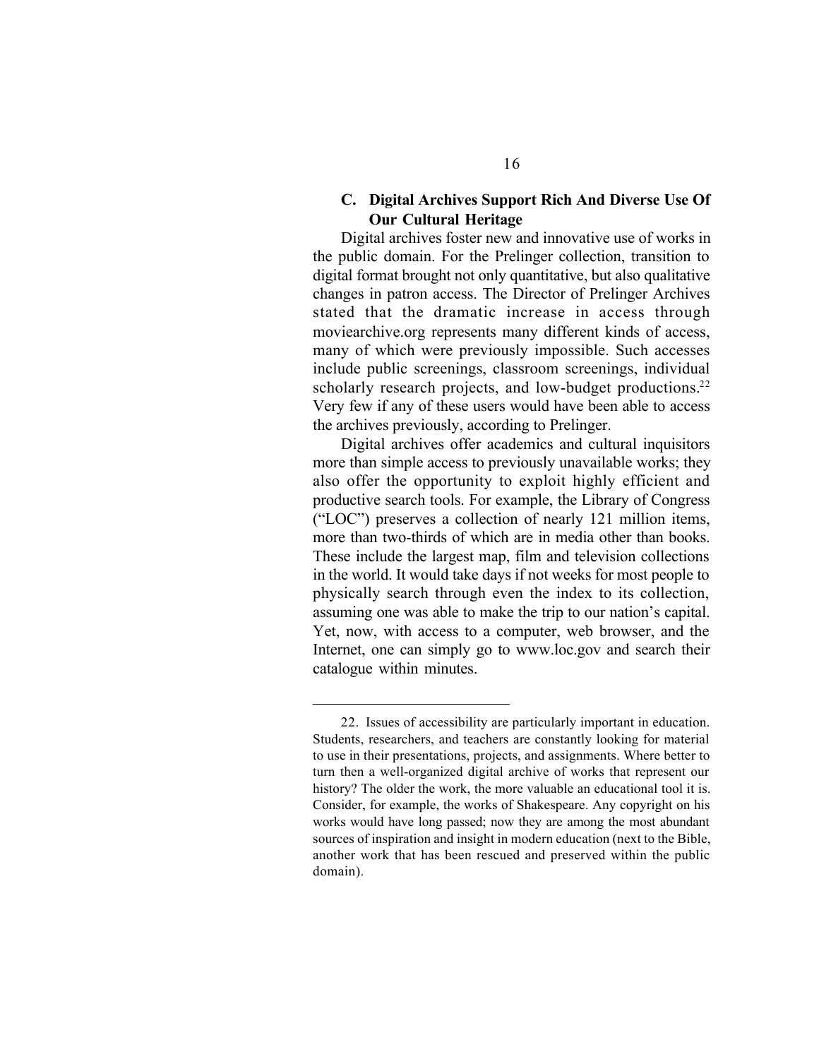### C. Digital Archives Support Rich And Diverse Use Of Our Cultural Heritage

Digital archives foster new and innovative use of works in the public domain. For the Prelinger collection, transition to digital format brought not only quantitative, but also qualitative changes in patron access. The Director of Prelinger Archives stated that the dramatic increase in access through moviearchive.org represents many different kinds of access, many of which were previously impossible. Such accesses include public screenings, classroom screenings, individual scholarly research projects, and low-budget productions.[22] Very few if any of these users would have been able to access the archives previously, according to Prelinger.

Digital archives offer academics and cultural inquisitors more than simple access to previously unavailable works; they also offer the opportunity to exploit highly efficient and productive search tools. For example, the Library of Congress ("LOC") preserves a collection of nearly 121 million items, more than two-thirds of which are in media other than books. These include the largest map, film and television collections in the world. It would take days if not weeks for most people to physically search through even the index to its collection, assuming one was able to make the trip to our nation's capital. Yet, now, with access to a computer, web browser, and the Internet, one can simply go to www.loc.gov and search their catalogue within minutes.

---

22. Issues of accessibility are particularly important in education. Students, researchers, and teachers are constantly looking for material to use in their presentations, projects, and assignments. Where better to turn then a well-organized digital archive of works that represent our history? The older the work, the more valuable an educational tool it is. Consider, for example, the works of Shakespeare. Any copyright on his works would have long passed; now they are among the most abundant sources of inspiration and insight in modern education (next to the Bible, another work that has been rescued and preserved within the public domain).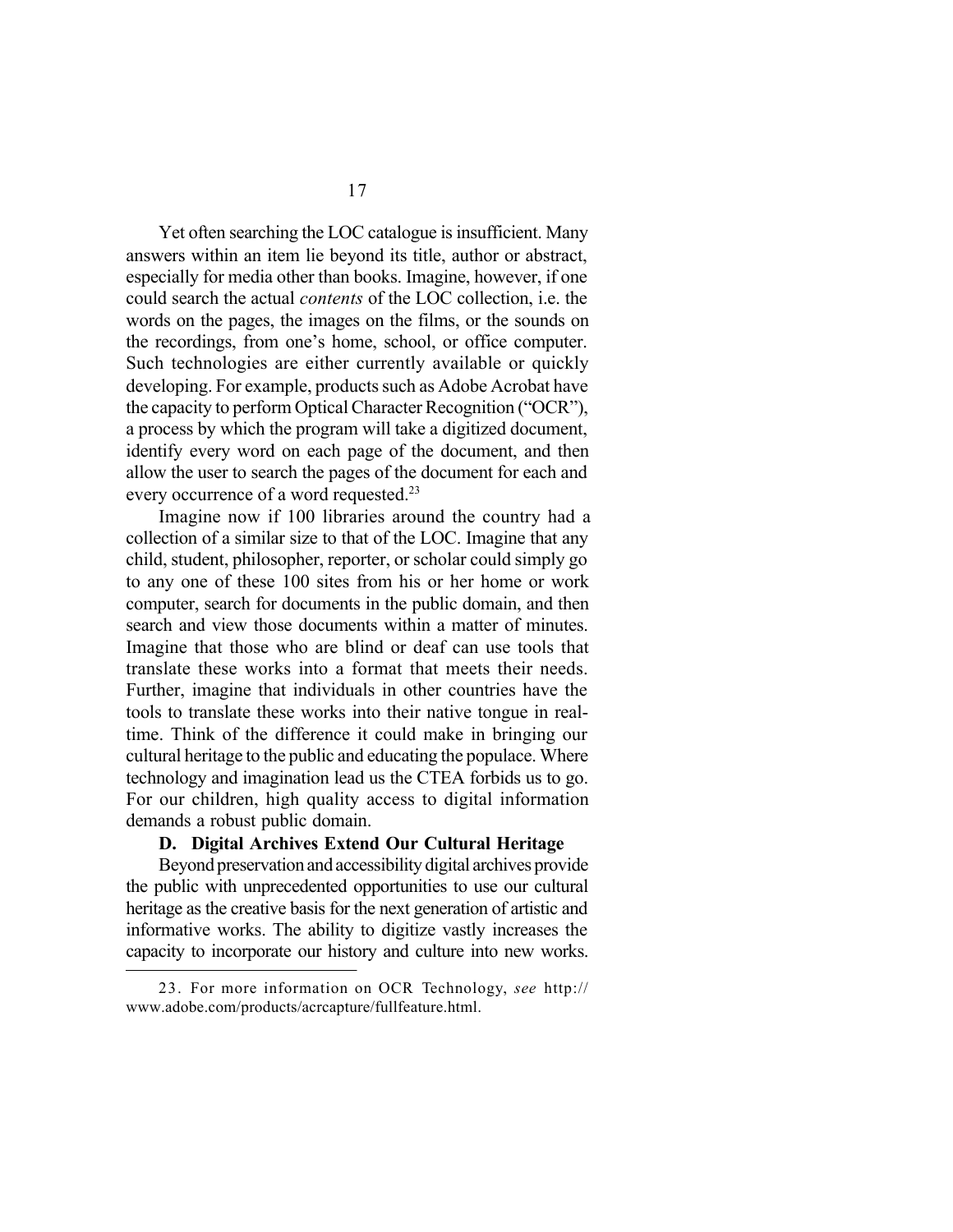Yet often searching the LOC catalogue is insufficient. Many answers within an item lie beyond its title, author or abstract, especially for media other than books. Imagine, however, if one could search the actual *contents* of the LOC collection, i.e. the words on the pages, the images on the films, or the sounds on the recordings, from one's home, school, or office computer. Such technologies are either currently available or quickly developing. For example, products such as Adobe Acrobat have the capacity to perform Optical Character Recognition ("OCR"), a process by which the program will take a digitized document, identify every word on each page of the document, and then allow the user to search the pages of the document for each and every occurrence of a word requested.[23]

Imagine now if 100 libraries around the country had a collection of a similar size to that of the LOC. Imagine that any child, student, philosopher, reporter, or scholar could simply go to any one of these 100 sites from his or her home or work computer, search for documents in the public domain, and then search and view those documents within a matter of minutes. Imagine that those who are blind or deaf can use tools that translate these works into a format that meets their needs. Further, imagine that individuals in other countries have the tools to translate these works into their native tongue in real-time. Think of the difference it could make in bringing our cultural heritage to the public and educating the populace. Where technology and imagination lead us the CTEA forbids us to go. For our children, high quality access to digital information demands a robust public domain.

### D. Digital Archives Extend Our Cultural Heritage

Beyond preservation and accessibility digital archives provide the public with unprecedented opportunities to use our cultural heritage as the creative basis for the next generation of artistic and informative works. The ability to digitize vastly increases the capacity to incorporate our history and culture into new works.

---

23. For more information on OCR Technology, *see* http://www.adobe.com/products/acrcapture/fullfeature.html.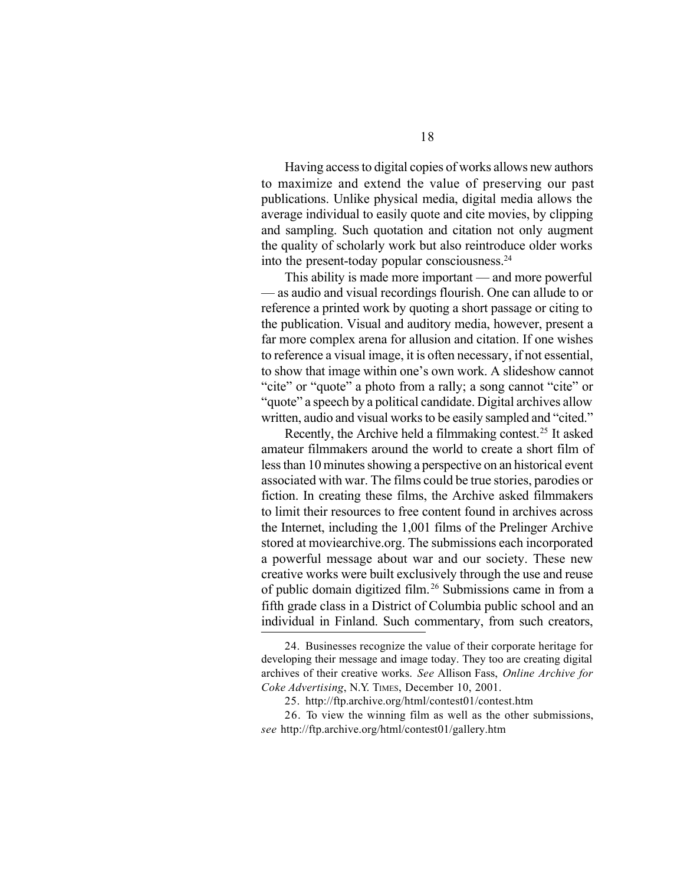Having access to digital copies of works allows new authors to maximize and extend the value of preserving our past publications. Unlike physical media, digital media allows the average individual to easily quote and cite movies, by clipping and sampling. Such quotation and citation not only augment the quality of scholarly work but also reintroduce older works into the present-today popular consciousness.[24]

This ability is made more important — and more powerful — as audio and visual recordings flourish. One can allude to or reference a printed work by quoting a short passage or citing to the publication. Visual and auditory media, however, present a far more complex arena for allusion and citation. If one wishes to reference a visual image, it is often necessary, if not essential, to show that image within one's own work. A slideshow cannot "cite" or "quote" a photo from a rally; a song cannot "cite" or "quote" a speech by a political candidate. Digital archives allow written, audio and visual works to be easily sampled and "cited."

Recently, the Archive held a filmmaking contest.[25] It asked amateur filmmakers around the world to create a short film of less than 10 minutes showing a perspective on an historical event associated with war. The films could be true stories, parodies or fiction. In creating these films, the Archive asked filmmakers to limit their resources to free content found in archives across the Internet, including the 1,001 films of the Prelinger Archive stored at moviearchive.org. The submissions each incorporated a powerful message about war and our society. These new creative works were built exclusively through the use and reuse of public domain digitized film.[26] Submissions came in from a fifth grade class in a District of Columbia public school and an individual in Finland. Such commentary, from such creators,

---

24. Businesses recognize the value of their corporate heritage for developing their message and image today. They too are creating digital archives of their creative works. *See* Allison Fass, *Online Archive for Coke Advertising*, N.Y. TIMES, December 10, 2001.

25. http://ftp.archive.org/html/contest01/contest.htm

26. To view the winning film as well as the other submissions, *see* http://ftp.archive.org/html/contest01/gallery.htm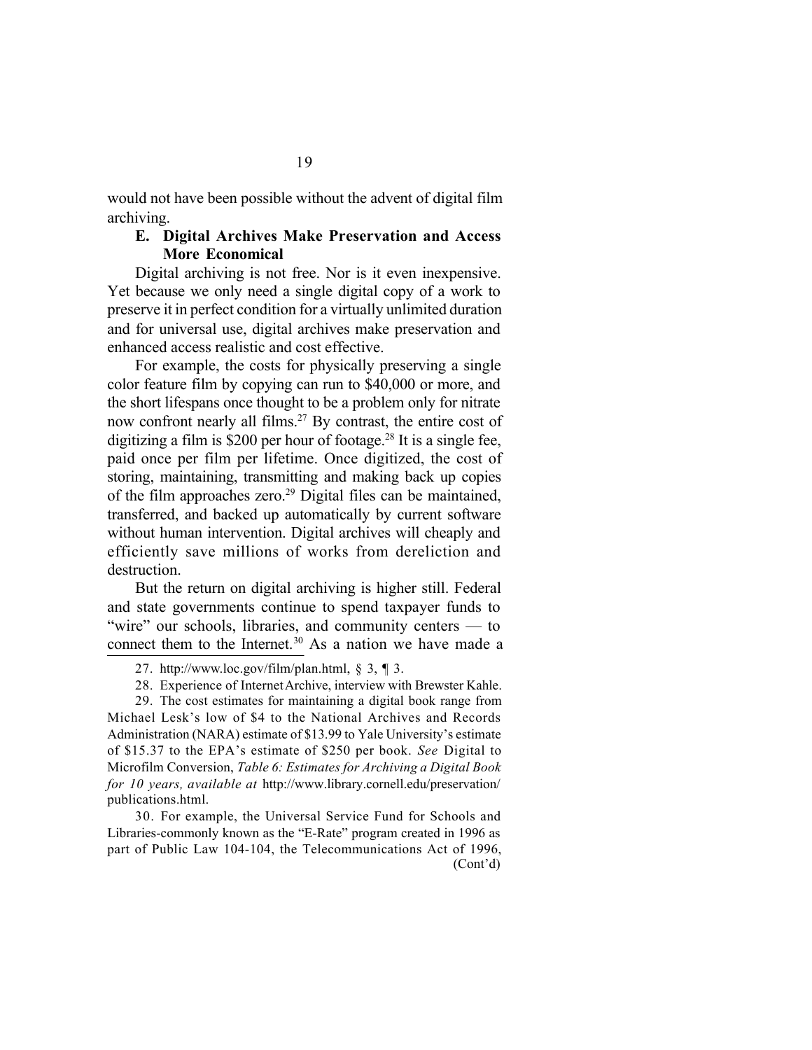would not have been possible without the advent of digital film archiving.

### E. Digital Archives Make Preservation and Access More Economical

Digital archiving is not free. Nor is it even inexpensive. Yet because we only need a single digital copy of a work to preserve it in perfect condition for a virtually unlimited duration and for universal use, digital archives make preservation and enhanced access realistic and cost effective.

For example, the costs for physically preserving a single color feature film by copying can run to $40,000 or more, and the short lifespans once thought to be a problem only for nitrate now confront nearly all films.[27] By contrast, the entire cost of digitizing a film is $200 per hour of footage.[28] It is a single fee, paid once per film per lifetime. Once digitized, the cost of storing, maintaining, transmitting and making back up copies of the film approaches zero.[29] Digital files can be maintained, transferred, and backed up automatically by current software without human intervention. Digital archives will cheaply and efficiently save millions of works from dereliction and destruction.

But the return on digital archiving is higher still. Federal and state governments continue to spend taxpayer funds to "wire" our schools, libraries, and community centers — to connect them to the Internet.[30] As a nation we have made a

---

27. http://www.loc.gov/film/plan.html, § 3, ¶ 3.

28. Experience of Internet Archive, interview with Brewster Kahle.

29. The cost estimates for maintaining a digital book range from Michael Lesk's low of $4 to the National Archives and Records Administration (NARA) estimate of $13.99 to Yale University's estimate of $15.37 to the EPA's estimate of $250 per book. *See* Digital to Microfilm Conversion, *Table 6: Estimates for Archiving a Digital Book for 10 years, available at* http://www.library.cornell.edu/preservation/publications.html.

30. For example, the Universal Service Fund for Schools and Libraries-commonly known as the "E-Rate" program created in 1996 as part of Public Law 104-104, the Telecommunications Act of 1996, (Cont'd)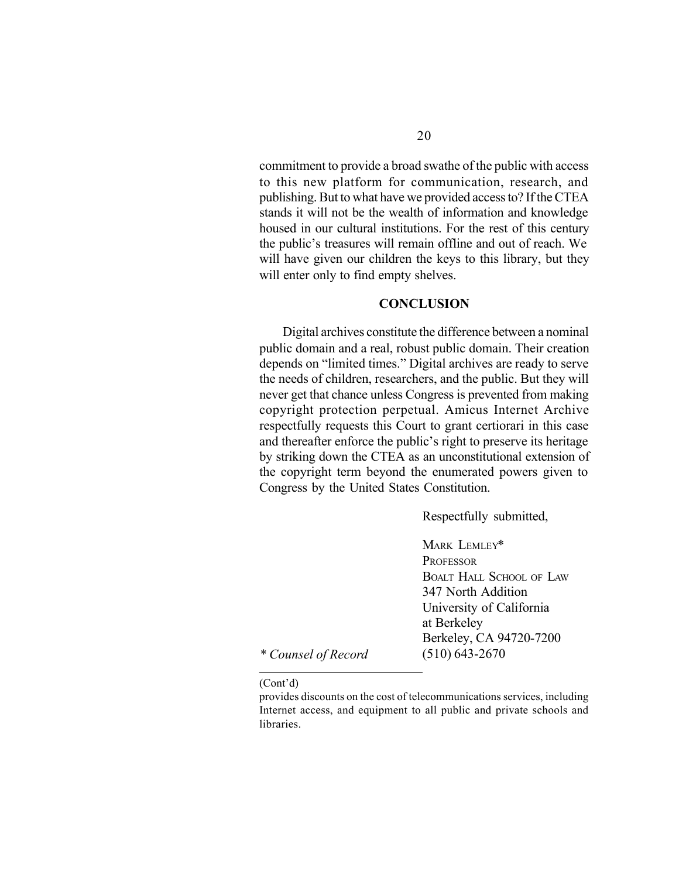commitment to provide a broad swathe of the public with access to this new platform for communication, research, and publishing. But to what have we provided access to? If the CTEA stands it will not be the wealth of information and knowledge housed in our cultural institutions. For the rest of this century the public's treasures will remain offline and out of reach. We will have given our children the keys to this library, but they will enter only to find empty shelves.

## CONCLUSION

Digital archives constitute the difference between a nominal public domain and a real, robust public domain. Their creation depends on "limited times." Digital archives are ready to serve the needs of children, researchers, and the public. But they will never get that chance unless Congress is prevented from making copyright protection perpetual. Amicus Internet Archive respectfully requests this Court to grant certiorari in this case and thereafter enforce the public's right to preserve its heritage by striking down the CTEA as an unconstitutional extension of the copyright term beyond the enumerated powers given to Congress by the United States Constitution.

Respectfully submitted,

MARK LEMLEY*
PROFESSOR
BOALT HALL SCHOOL OF LAW
347 North Addition
University of California
at Berkeley
Berkeley, CA 94720-7200
(510) 643-2670

*\* Counsel of Record*

---

(Cont'd)

provides discounts on the cost of telecommunications services, including Internet access, and equipment to all public and private schools and libraries.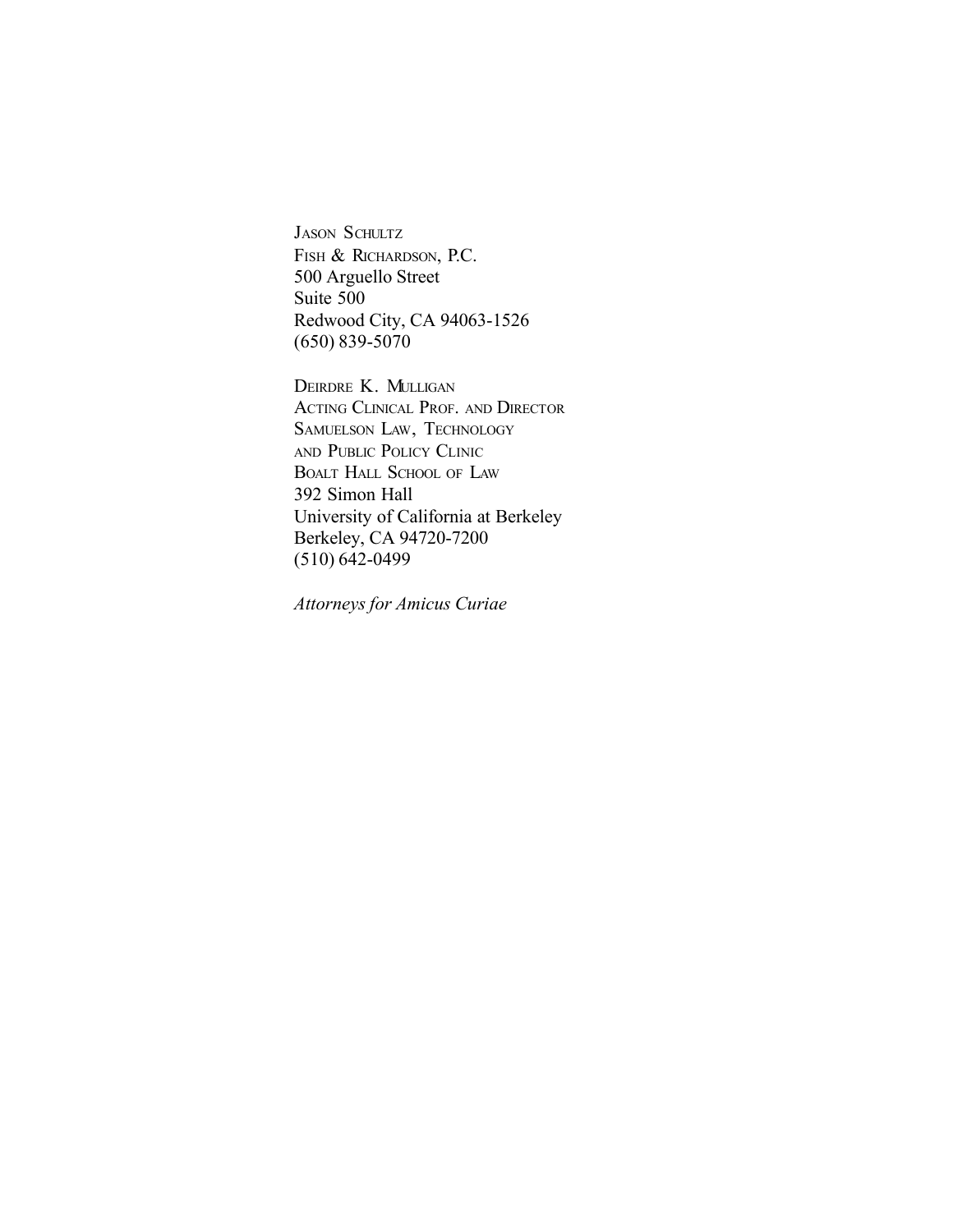JASON SCHULTZ
FISH & RICHARDSON, P.C.
500 Arguello Street
Suite 500
Redwood City, CA 94063-1526
(650) 839-5070

DEIRDRE K. MULLIGAN
ACTING CLINICAL PROF. AND DIRECTOR
SAMUELSON LAW, TECHNOLOGY
AND PUBLIC POLICY CLINIC
BOALT HALL SCHOOL OF LAW
392 Simon Hall
University of California at Berkeley
Berkeley, CA 94720-7200
(510) 642-0499

*Attorneys for Amicus Curiae*